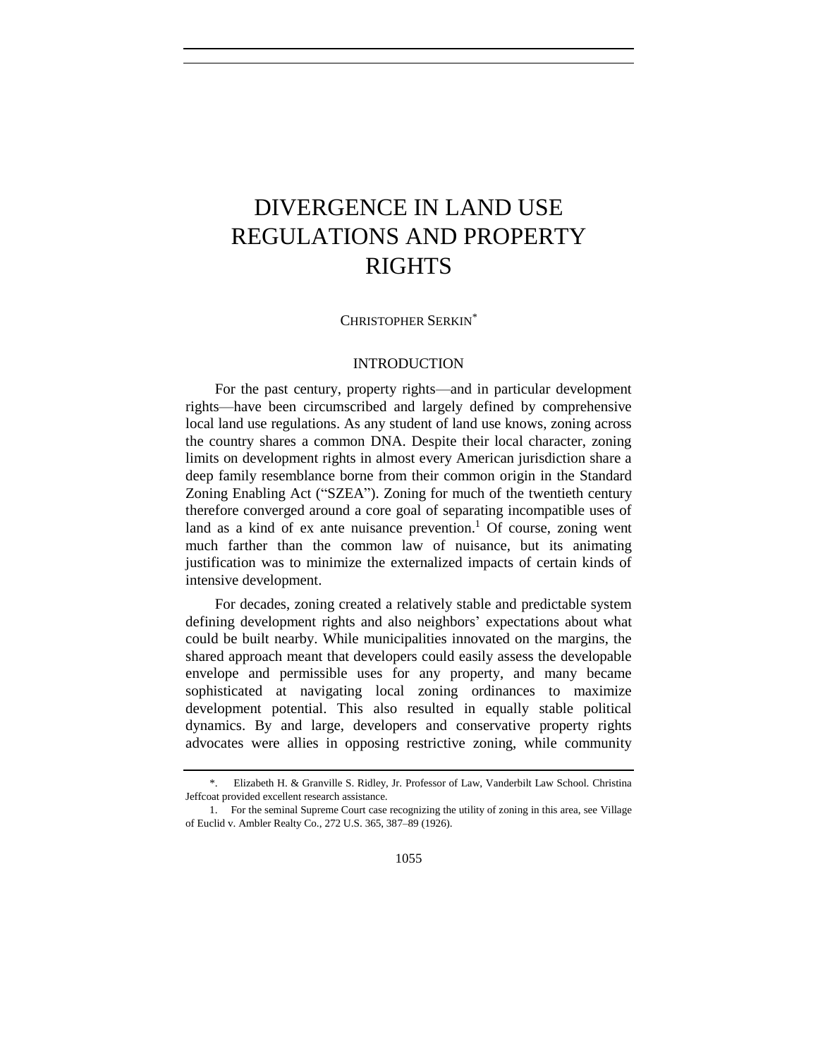# DIVERGENCE IN LAND USE REGULATIONS AND PROPERTY RIGHTS

CHRISTOPHER SERKIN[*]

## INTRODUCTION

For the past century, property rights—and in particular development rights—have been circumscribed and largely defined by comprehensive local land use regulations. As any student of land use knows, zoning across the country shares a common DNA. Despite their local character, zoning limits on development rights in almost every American jurisdiction share a deep family resemblance borne from their common origin in the Standard Zoning Enabling Act ("SZEA"). Zoning for much of the twentieth century therefore converged around a core goal of separating incompatible uses of land as a kind of ex ante nuisance prevention.[1] Of course, zoning went much farther than the common law of nuisance, but its animating justification was to minimize the externalized impacts of certain kinds of intensive development.

For decades, zoning created a relatively stable and predictable system defining development rights and also neighbors' expectations about what could be built nearby. While municipalities innovated on the margins, the shared approach meant that developers could easily assess the developable envelope and permissible uses for any property, and many became sophisticated at navigating local zoning ordinances to maximize development potential. This also resulted in equally stable political dynamics. By and large, developers and conservative property rights advocates were allies in opposing restrictive zoning, while community

---

\*. Elizabeth H. & Granville S. Ridley, Jr. Professor of Law, Vanderbilt Law School. Christina Jeffcoat provided excellent research assistance.

1. For the seminal Supreme Court case recognizing the utility of zoning in this area, see Village of Euclid v. Ambler Realty Co., 272 U.S. 365, 387–89 (1926).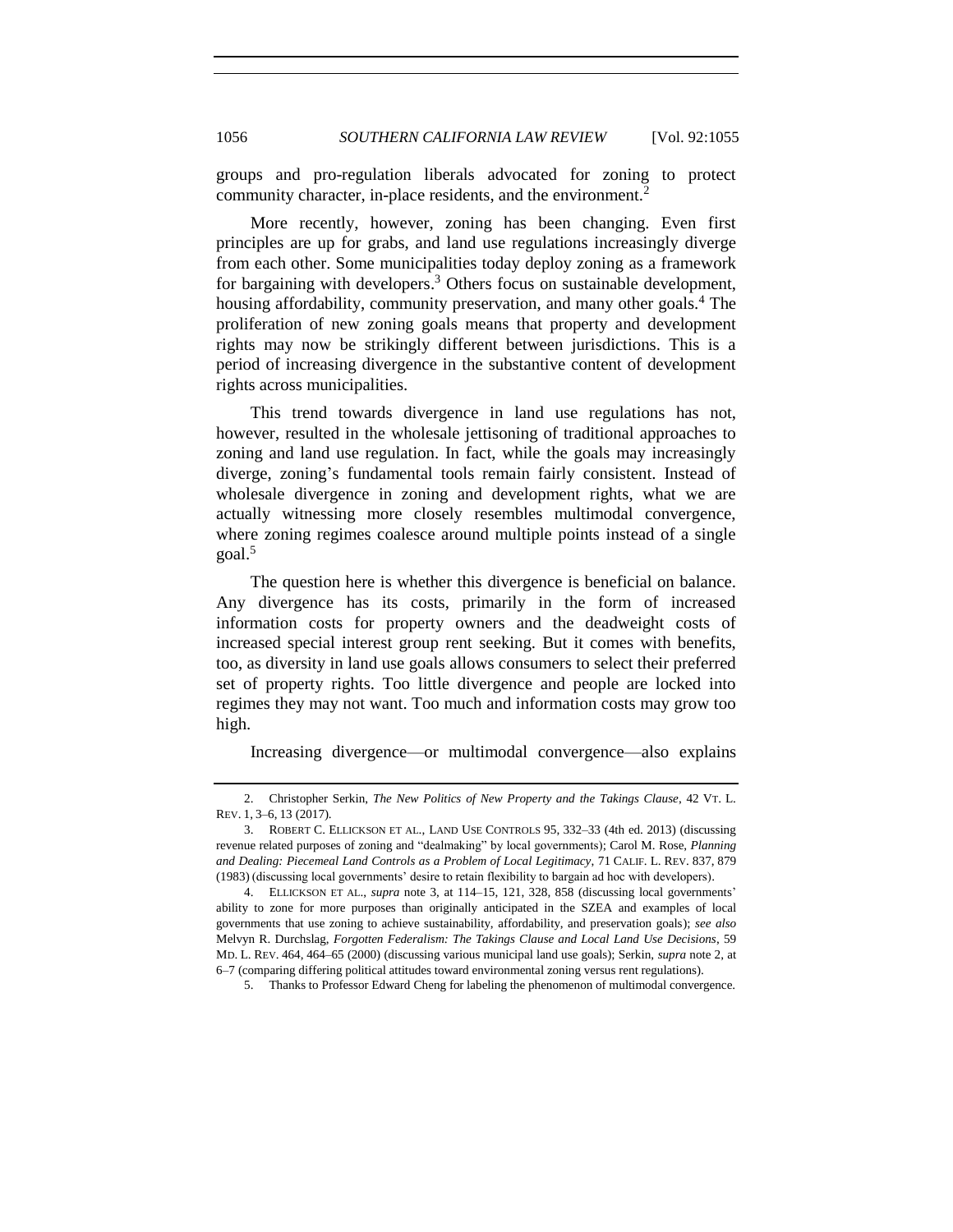groups and pro-regulation liberals advocated for zoning to protect community character, in-place residents, and the environment.[2]

More recently, however, zoning has been changing. Even first principles are up for grabs, and land use regulations increasingly diverge from each other. Some municipalities today deploy zoning as a framework for bargaining with developers.[3] Others focus on sustainable development, housing affordability, community preservation, and many other goals.[4] The proliferation of new zoning goals means that property and development rights may now be strikingly different between jurisdictions. This is a period of increasing divergence in the substantive content of development rights across municipalities.

This trend towards divergence in land use regulations has not, however, resulted in the wholesale jettisoning of traditional approaches to zoning and land use regulation. In fact, while the goals may increasingly diverge, zoning's fundamental tools remain fairly consistent. Instead of wholesale divergence in zoning and development rights, what we are actually witnessing more closely resembles multimodal convergence, where zoning regimes coalesce around multiple points instead of a single goal.[5]

The question here is whether this divergence is beneficial on balance. Any divergence has its costs, primarily in the form of increased information costs for property owners and the deadweight costs of increased special interest group rent seeking. But it comes with benefits, too, as diversity in land use goals allows consumers to select their preferred set of property rights. Too little divergence and people are locked into regimes they may not want. Too much and information costs may grow too high.

Increasing divergence—or multimodal convergence—also explains

---

2. Christopher Serkin, *The New Politics of New Property and the Takings Clause*, 42 VT. L. REV. 1, 3–6, 13 (2017).

3. ROBERT C. ELLICKSON ET AL., LAND USE CONTROLS 95, 332–33 (4th ed. 2013) (discussing revenue related purposes of zoning and "dealmaking" by local governments); Carol M. Rose, *Planning and Dealing: Piecemeal Land Controls as a Problem of Local Legitimacy*, 71 CALIF. L. REV. 837, 879 (1983) (discussing local governments' desire to retain flexibility to bargain ad hoc with developers).

4. ELLICKSON ET AL., *supra* note 3, at 114–15, 121, 328, 858 (discussing local governments' ability to zone for more purposes than originally anticipated in the SZEA and examples of local governments that use zoning to achieve sustainability, affordability, and preservation goals); *see also* Melvyn R. Durchslag, *Forgotten Federalism: The Takings Clause and Local Land Use Decisions*, 59 MD. L. REV. 464, 464–65 (2000) (discussing various municipal land use goals); Serkin, *supra* note 2, at 6–7 (comparing differing political attitudes toward environmental zoning versus rent regulations).

5. Thanks to Professor Edward Cheng for labeling the phenomenon of multimodal convergence.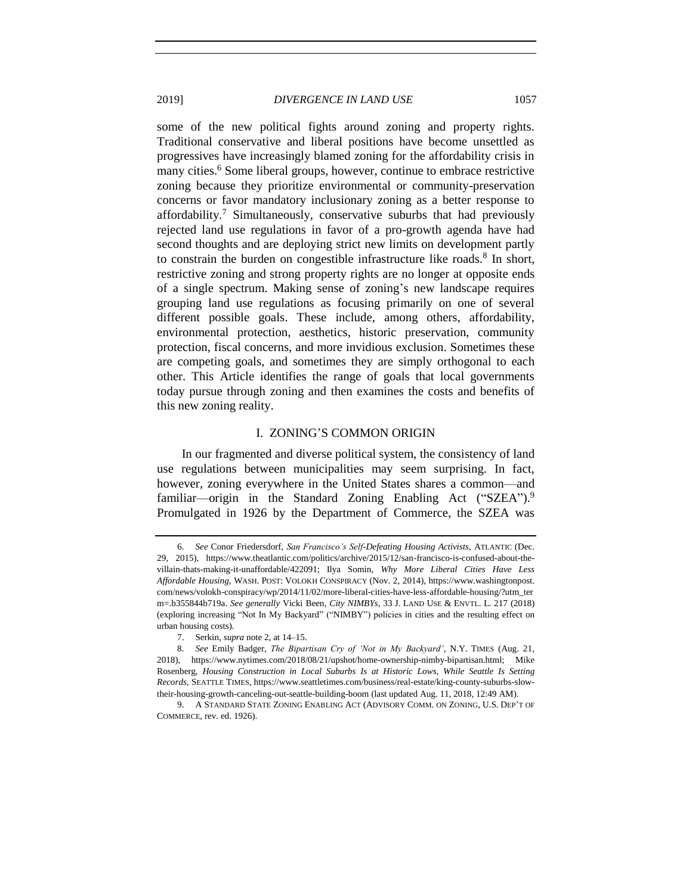some of the new political fights around zoning and property rights. Traditional conservative and liberal positions have become unsettled as progressives have increasingly blamed zoning for the affordability crisis in many cities.[6] Some liberal groups, however, continue to embrace restrictive zoning because they prioritize environmental or community-preservation concerns or favor mandatory inclusionary zoning as a better response to affordability.[7] Simultaneously, conservative suburbs that had previously rejected land use regulations in favor of a pro-growth agenda have had second thoughts and are deploying strict new limits on development partly to constrain the burden on congestible infrastructure like roads.[8] In short, restrictive zoning and strong property rights are no longer at opposite ends of a single spectrum. Making sense of zoning's new landscape requires grouping land use regulations as focusing primarily on one of several different possible goals. These include, among others, affordability, environmental protection, aesthetics, historic preservation, community protection, fiscal concerns, and more invidious exclusion. Sometimes these are competing goals, and sometimes they are simply orthogonal to each other. This Article identifies the range of goals that local governments today pursue through zoning and then examines the costs and benefits of this new zoning reality.

## I. ZONING'S COMMON ORIGIN

In our fragmented and diverse political system, the consistency of land use regulations between municipalities may seem surprising. In fact, however, zoning everywhere in the United States shares a common—and familiar—origin in the Standard Zoning Enabling Act ("SZEA").[9] Promulgated in 1926 by the Department of Commerce, the SZEA was

---

6. *See* Conor Friedersdorf, *San Francisco's Self-Defeating Housing Activists*, ATLANTIC (Dec. 29, 2015), https://www.theatlantic.com/politics/archive/2015/12/san-francisco-is-confused-about-the-villain-thats-making-it-unaffordable/422091; Ilya Somin, *Why More Liberal Cities Have Less Affordable Housing*, WASH. POST: VOLOKH CONSPIRACY (Nov. 2, 2014), https://www.washingtonpost.com/news/volokh-conspiracy/wp/2014/11/02/more-liberal-cities-have-less-affordable-housing/?utm_term=.b355844b719a. *See generally* Vicki Been, *City NIMBYs*, 33 J. LAND USE & ENVTL. L. 217 (2018) (exploring increasing "Not In My Backyard" ("NIMBY") policies in cities and the resulting effect on urban housing costs).

7. Serkin, *supra* note 2, at 14–15.

8. *See* Emily Badger, *The Bipartisan Cry of 'Not in My Backyard'*, N.Y. TIMES (Aug. 21, 2018), https://www.nytimes.com/2018/08/21/upshot/home-ownership-nimby-bipartisan.html; Mike Rosenberg, *Housing Construction in Local Suburbs Is at Historic Lows, While Seattle Is Setting Records*, SEATTLE TIMES, https://www.seattletimes.com/business/real-estate/king-county-suburbs-slow-their-housing-growth-canceling-out-seattle-building-boom (last updated Aug. 11, 2018, 12:49 AM).

9. A STANDARD STATE ZONING ENABLING ACT (ADVISORY COMM. ON ZONING, U.S. DEP'T OF COMMERCE, rev. ed. 1926).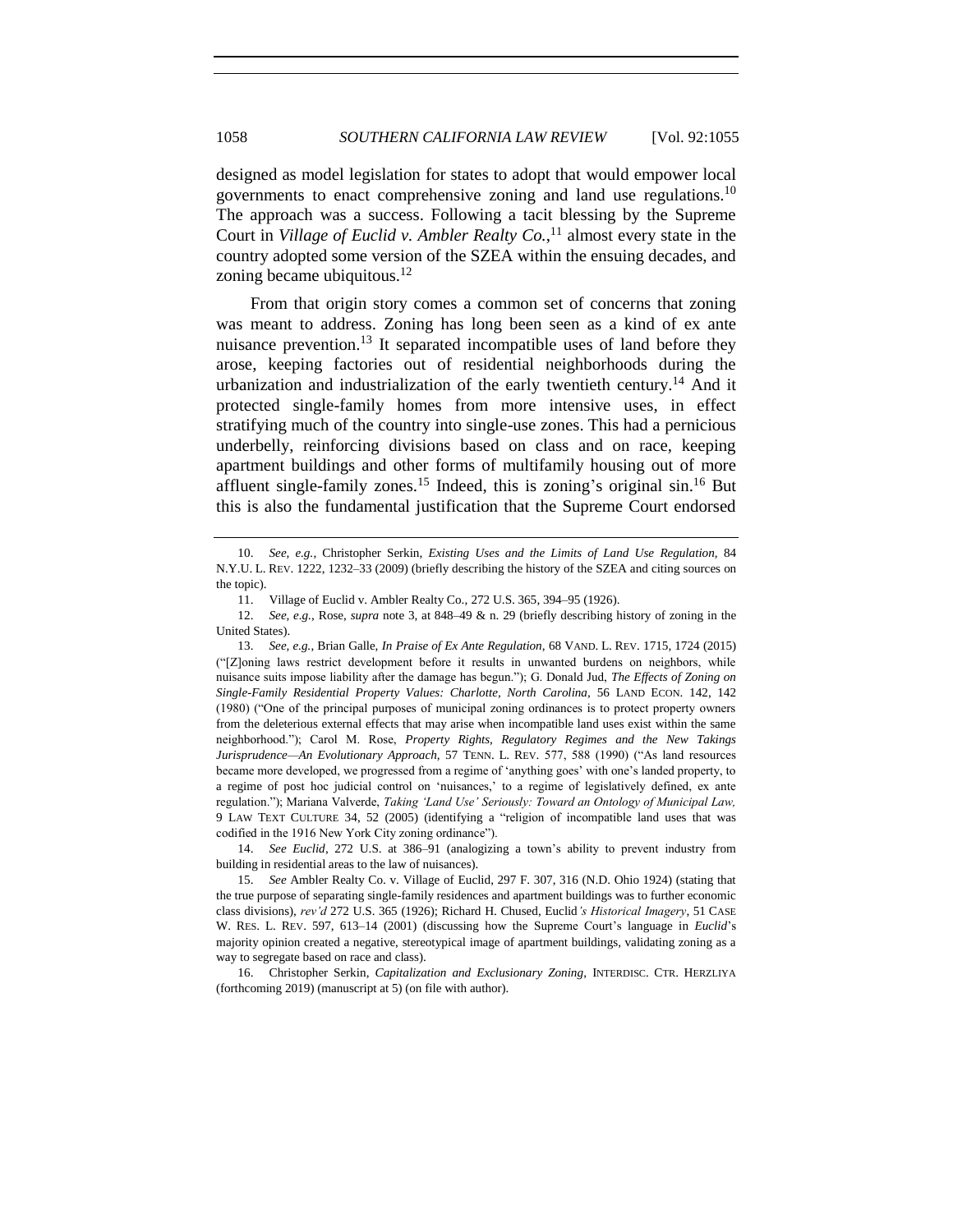designed as model legislation for states to adopt that would empower local governments to enact comprehensive zoning and land use regulations.[10] The approach was a success. Following a tacit blessing by the Supreme Court in *Village of Euclid v. Ambler Realty Co.*,[11] almost every state in the country adopted some version of the SZEA within the ensuing decades, and zoning became ubiquitous.[12]

From that origin story comes a common set of concerns that zoning was meant to address. Zoning has long been seen as a kind of ex ante nuisance prevention.[13] It separated incompatible uses of land before they arose, keeping factories out of residential neighborhoods during the urbanization and industrialization of the early twentieth century.[14] And it protected single-family homes from more intensive uses, in effect stratifying much of the country into single-use zones. This had a pernicious underbelly, reinforcing divisions based on class and on race, keeping apartment buildings and other forms of multifamily housing out of more affluent single-family zones.[15] Indeed, this is zoning's original sin.[16] But this is also the fundamental justification that the Supreme Court endorsed

---

10. *See, e.g.*, Christopher Serkin, *Existing Uses and the Limits of Land Use Regulation*, 84 N.Y.U. L. REV. 1222, 1232–33 (2009) (briefly describing the history of the SZEA and citing sources on the topic).

11. Village of Euclid v. Ambler Realty Co., 272 U.S. 365, 394–95 (1926).

12. *See, e.g.*, Rose, *supra* note 3, at 848–49 & n. 29 (briefly describing history of zoning in the United States).

13. *See, e.g.*, Brian Galle, *In Praise of Ex Ante Regulation*, 68 VAND. L. REV. 1715, 1724 (2015) ("[Z]oning laws restrict development before it results in unwanted burdens on neighbors, while nuisance suits impose liability after the damage has begun."); G. Donald Jud, *The Effects of Zoning on Single-Family Residential Property Values: Charlotte, North Carolina*, 56 LAND ECON. 142, 142 (1980) ("One of the principal purposes of municipal zoning ordinances is to protect property owners from the deleterious external effects that may arise when incompatible land uses exist within the same neighborhood."); Carol M. Rose, *Property Rights, Regulatory Regimes and the New Takings Jurisprudence—An Evolutionary Approach*, 57 TENN. L. REV. 577, 588 (1990) ("As land resources became more developed, we progressed from a regime of 'anything goes' with one's landed property, to a regime of post hoc judicial control on 'nuisances,' to a regime of legislatively defined, ex ante regulation."); Mariana Valverde, *Taking 'Land Use' Seriously: Toward an Ontology of Municipal Law,* 9 LAW TEXT CULTURE 34, 52 (2005) (identifying a "religion of incompatible land uses that was codified in the 1916 New York City zoning ordinance").

14. *See Euclid*, 272 U.S. at 386–91 (analogizing a town's ability to prevent industry from building in residential areas to the law of nuisances).

15. *See* Ambler Realty Co. v. Village of Euclid, 297 F. 307, 316 (N.D. Ohio 1924) (stating that the true purpose of separating single-family residences and apartment buildings was to further economic class divisions), *rev'd* 272 U.S. 365 (1926); Richard H. Chused, Euclid*'s Historical Imagery*, 51 CASE W. RES. L. REV. 597, 613–14 (2001) (discussing how the Supreme Court's language in *Euclid*'s majority opinion created a negative, stereotypical image of apartment buildings, validating zoning as a way to segregate based on race and class).

16. Christopher Serkin, *Capitalization and Exclusionary Zoning*, INTERDISC. CTR. HERZLIYA (forthcoming 2019) (manuscript at 5) (on file with author).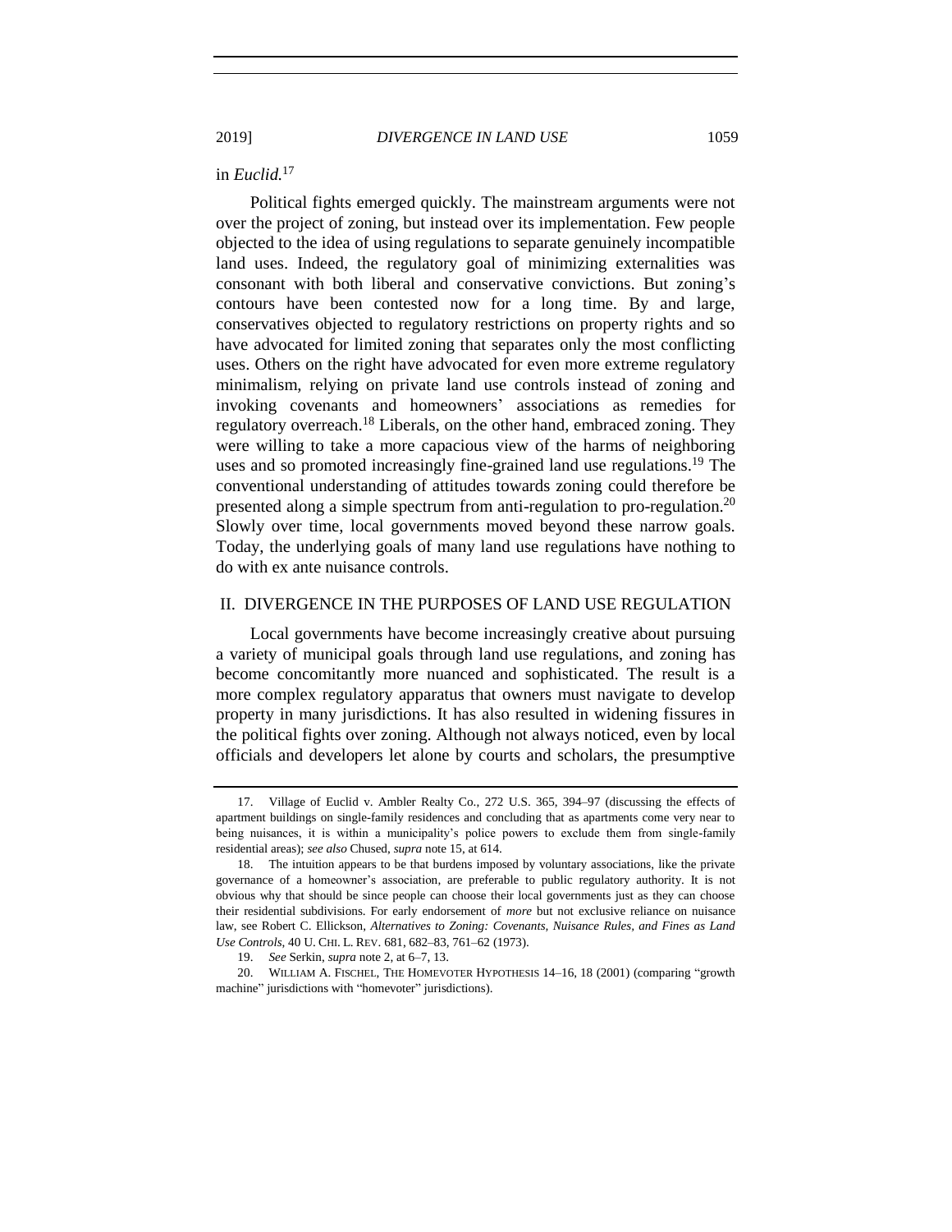in *Euclid*.[17]

Political fights emerged quickly. The mainstream arguments were not over the project of zoning, but instead over its implementation. Few people objected to the idea of using regulations to separate genuinely incompatible land uses. Indeed, the regulatory goal of minimizing externalities was consonant with both liberal and conservative convictions. But zoning's contours have been contested now for a long time. By and large, conservatives objected to regulatory restrictions on property rights and so have advocated for limited zoning that separates only the most conflicting uses. Others on the right have advocated for even more extreme regulatory minimalism, relying on private land use controls instead of zoning and invoking covenants and homeowners' associations as remedies for regulatory overreach.[18] Liberals, on the other hand, embraced zoning. They were willing to take a more capacious view of the harms of neighboring uses and so promoted increasingly fine-grained land use regulations.[19] The conventional understanding of attitudes towards zoning could therefore be presented along a simple spectrum from anti-regulation to pro-regulation.[20] Slowly over time, local governments moved beyond these narrow goals. Today, the underlying goals of many land use regulations have nothing to do with ex ante nuisance controls.

## II. DIVERGENCE IN THE PURPOSES OF LAND USE REGULATION

Local governments have become increasingly creative about pursuing a variety of municipal goals through land use regulations, and zoning has become concomitantly more nuanced and sophisticated. The result is a more complex regulatory apparatus that owners must navigate to develop property in many jurisdictions. It has also resulted in widening fissures in the political fights over zoning. Although not always noticed, even by local officials and developers let alone by courts and scholars, the presumptive

---

17. Village of Euclid v. Ambler Realty Co., 272 U.S. 365, 394–97 (discussing the effects of apartment buildings on single-family residences and concluding that as apartments come very near to being nuisances, it is within a municipality's police powers to exclude them from single-family residential areas); *see also* Chused, *supra* note 15, at 614.

18. The intuition appears to be that burdens imposed by voluntary associations, like the private governance of a homeowner's association, are preferable to public regulatory authority. It is not obvious why that should be since people can choose their local governments just as they can choose their residential subdivisions. For early endorsement of *more* but not exclusive reliance on nuisance law, see Robert C. Ellickson, *Alternatives to Zoning: Covenants, Nuisance Rules, and Fines as Land Use Controls*, 40 U. CHI. L. REV. 681, 682–83, 761–62 (1973).

19. *See* Serkin, *supra* note 2, at 6–7, 13.

20. WILLIAM A. FISCHEL, THE HOMEVOTER HYPOTHESIS 14–16, 18 (2001) (comparing "growth machine" jurisdictions with "homevoter" jurisdictions).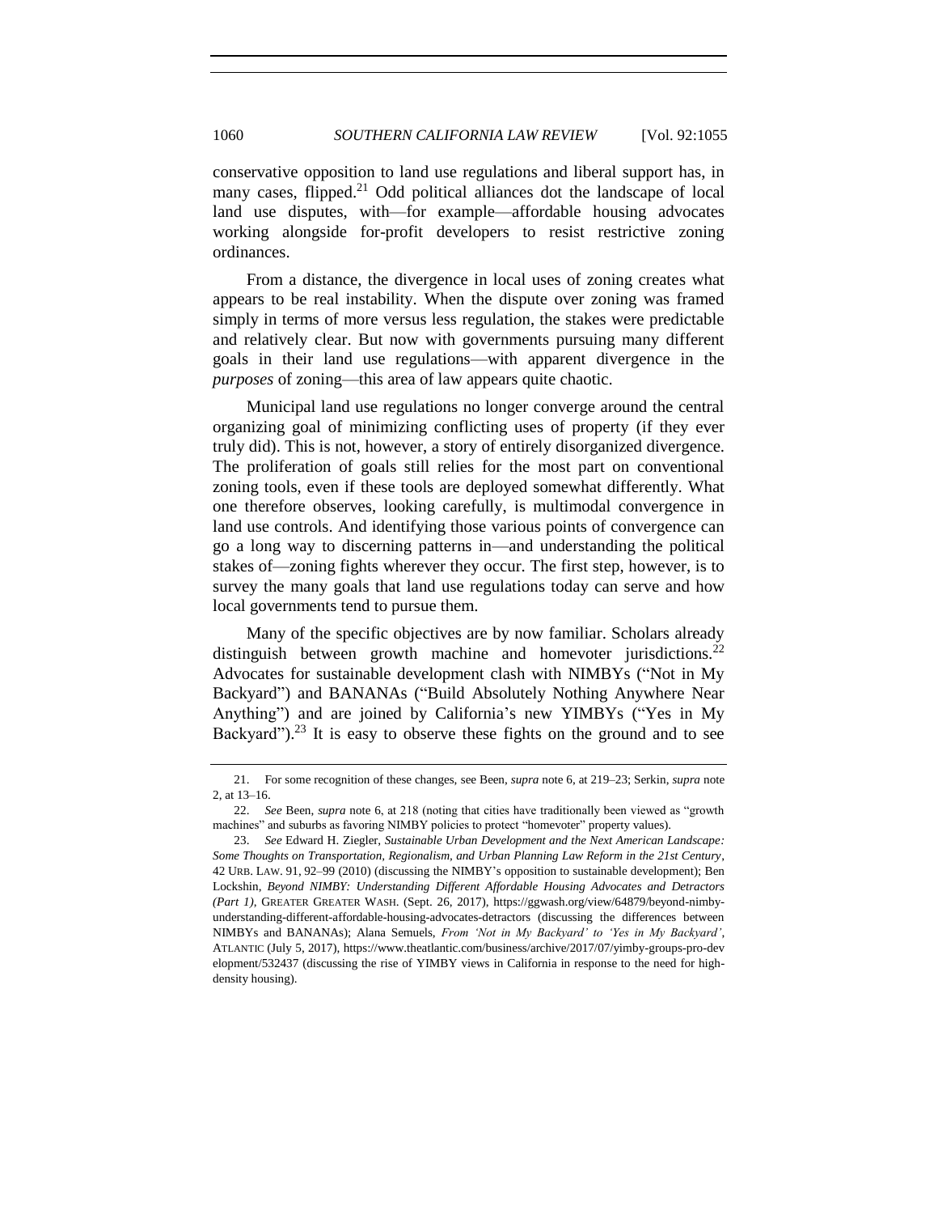conservative opposition to land use regulations and liberal support has, in many cases, flipped.[21] Odd political alliances dot the landscape of local land use disputes, with—for example—affordable housing advocates working alongside for-profit developers to resist restrictive zoning ordinances.

From a distance, the divergence in local uses of zoning creates what appears to be real instability. When the dispute over zoning was framed simply in terms of more versus less regulation, the stakes were predictable and relatively clear. But now with governments pursuing many different goals in their land use regulations—with apparent divergence in the *purposes* of zoning—this area of law appears quite chaotic.

Municipal land use regulations no longer converge around the central organizing goal of minimizing conflicting uses of property (if they ever truly did). This is not, however, a story of entirely disorganized divergence. The proliferation of goals still relies for the most part on conventional zoning tools, even if these tools are deployed somewhat differently. What one therefore observes, looking carefully, is multimodal convergence in land use controls. And identifying those various points of convergence can go a long way to discerning patterns in—and understanding the political stakes of—zoning fights wherever they occur. The first step, however, is to survey the many goals that land use regulations today can serve and how local governments tend to pursue them.

Many of the specific objectives are by now familiar. Scholars already distinguish between growth machine and homevoter jurisdictions.[22] Advocates for sustainable development clash with NIMBYs ("Not in My Backyard") and BANANAs ("Build Absolutely Nothing Anywhere Near Anything") and are joined by California's new YIMBYs ("Yes in My Backyard").[23] It is easy to observe these fights on the ground and to see

---

21. For some recognition of these changes, see Been, *supra* note 6, at 219–23; Serkin, *supra* note 2, at 13–16.

22. *See* Been, *supra* note 6, at 218 (noting that cities have traditionally been viewed as "growth machines" and suburbs as favoring NIMBY policies to protect "homevoter" property values).

23. *See* Edward H. Ziegler, *Sustainable Urban Development and the Next American Landscape: Some Thoughts on Transportation, Regionalism, and Urban Planning Law Reform in the 21st Century*, 42 URB. LAW. 91, 92–99 (2010) (discussing the NIMBY's opposition to sustainable development); Ben Lockshin, *Beyond NIMBY: Understanding Different Affordable Housing Advocates and Detractors (Part 1)*, GREATER GREATER WASH. (Sept. 26, 2017), https://ggwash.org/view/64879/beyond-nimby-understanding-different-affordable-housing-advocates-detractors (discussing the differences between NIMBYs and BANANAs); Alana Semuels, *From 'Not in My Backyard' to 'Yes in My Backyard'*, ATLANTIC (July 5, 2017), https://www.theatlantic.com/business/archive/2017/07/yimby-groups-pro-development/532437 (discussing the rise of YIMBY views in California in response to the need for high-density housing).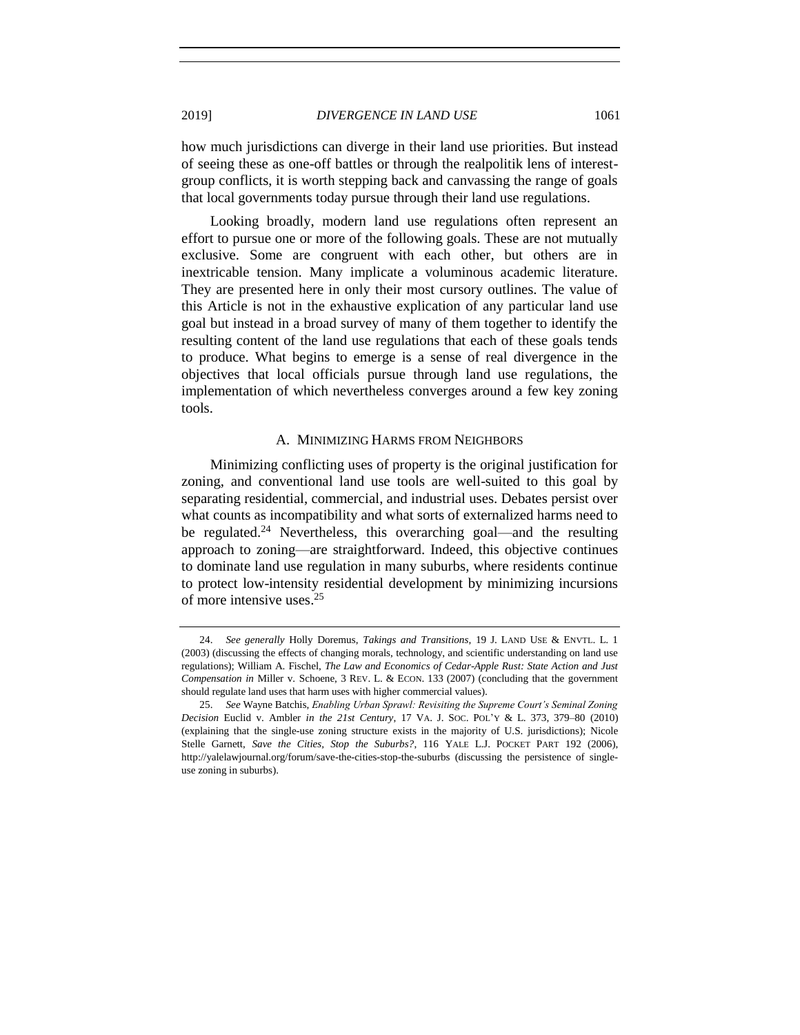how much jurisdictions can diverge in their land use priorities. But instead of seeing these as one-off battles or through the realpolitik lens of interest-group conflicts, it is worth stepping back and canvassing the range of goals that local governments today pursue through their land use regulations.

Looking broadly, modern land use regulations often represent an effort to pursue one or more of the following goals. These are not mutually exclusive. Some are congruent with each other, but others are in inextricable tension. Many implicate a voluminous academic literature. They are presented here in only their most cursory outlines. The value of this Article is not in the exhaustive explication of any particular land use goal but instead in a broad survey of many of them together to identify the resulting content of the land use regulations that each of these goals tends to produce. What begins to emerge is a sense of real divergence in the objectives that local officials pursue through land use regulations, the implementation of which nevertheless converges around a few key zoning tools.

### A. MINIMIZING HARMS FROM NEIGHBORS

Minimizing conflicting uses of property is the original justification for zoning, and conventional land use tools are well-suited to this goal by separating residential, commercial, and industrial uses. Debates persist over what counts as incompatibility and what sorts of externalized harms need to be regulated.[24] Nevertheless, this overarching goal—and the resulting approach to zoning—are straightforward. Indeed, this objective continues to dominate land use regulation in many suburbs, where residents continue to protect low-intensity residential development by minimizing incursions of more intensive uses.[25]

---

24. *See generally* Holly Doremus, *Takings and Transitions*, 19 J. LAND USE & ENVTL. L. 1 (2003) (discussing the effects of changing morals, technology, and scientific understanding on land use regulations); William A. Fischel, *The Law and Economics of Cedar-Apple Rust: State Action and Just Compensation in* Miller v. Schoene, 3 REV. L. & ECON. 133 (2007) (concluding that the government should regulate land uses that harm uses with higher commercial values).

25. *See* Wayne Batchis, *Enabling Urban Sprawl: Revisiting the Supreme Court's Seminal Zoning Decision* Euclid v. Ambler *in the 21st Century*, 17 VA. J. SOC. POL'Y & L. 373, 379–80 (2010) (explaining that the single-use zoning structure exists in the majority of U.S. jurisdictions); Nicole Stelle Garnett, *Save the Cities, Stop the Suburbs?*, 116 YALE L.J. POCKET PART 192 (2006), http://yalelawjournal.org/forum/save-the-cities-stop-the-suburbs (discussing the persistence of single-use zoning in suburbs).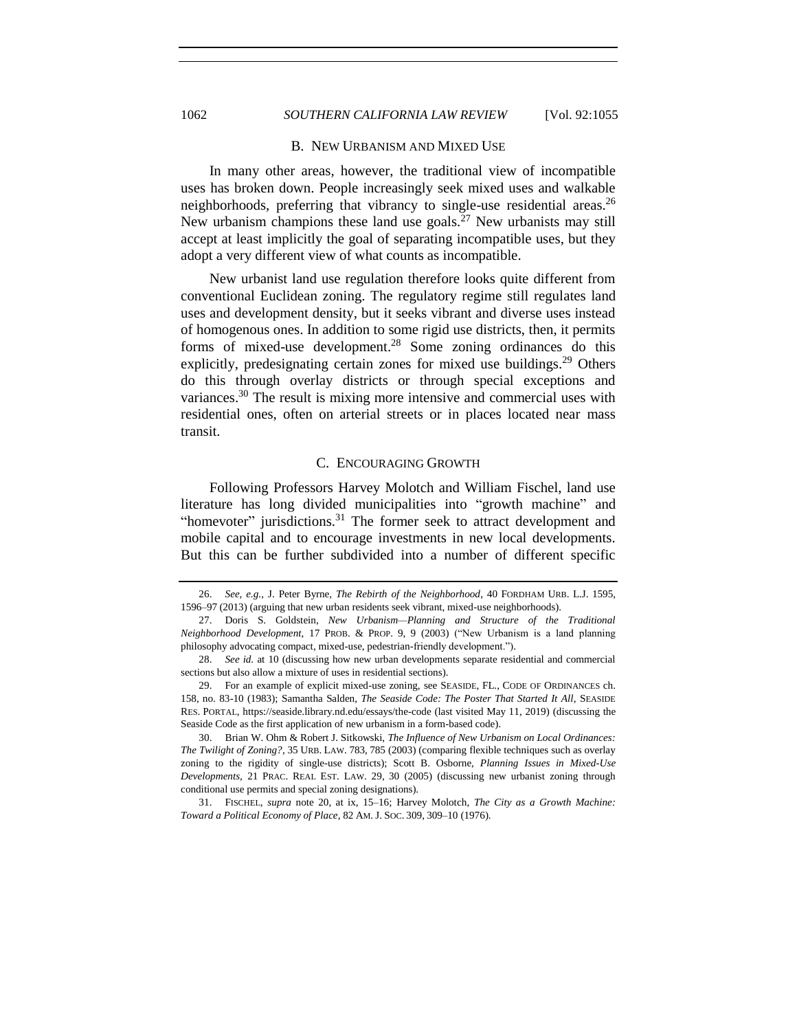### B. NEW URBANISM AND MIXED USE

In many other areas, however, the traditional view of incompatible uses has broken down. People increasingly seek mixed uses and walkable neighborhoods, preferring that vibrancy to single-use residential areas.[26] New urbanism champions these land use goals.[27] New urbanists may still accept at least implicitly the goal of separating incompatible uses, but they adopt a very different view of what counts as incompatible.

New urbanist land use regulation therefore looks quite different from conventional Euclidean zoning. The regulatory regime still regulates land uses and development density, but it seeks vibrant and diverse uses instead of homogenous ones. In addition to some rigid use districts, then, it permits forms of mixed-use development.[28] Some zoning ordinances do this explicitly, predesignating certain zones for mixed use buildings.[29] Others do this through overlay districts or through special exceptions and variances.[30] The result is mixing more intensive and commercial uses with residential ones, often on arterial streets or in places located near mass transit.

### C. ENCOURAGING GROWTH

Following Professors Harvey Molotch and William Fischel, land use literature has long divided municipalities into "growth machine" and "homevoter" jurisdictions.[31] The former seek to attract development and mobile capital and to encourage investments in new local developments. But this can be further subdivided into a number of different specific

---

26. *See, e.g.*, J. Peter Byrne, *The Rebirth of the Neighborhood*, 40 FORDHAM URB. L.J. 1595, 1596–97 (2013) (arguing that new urban residents seek vibrant, mixed-use neighborhoods).

27. Doris S. Goldstein, *New Urbanism—Planning and Structure of the Traditional Neighborhood Development*, 17 PROB. & PROP. 9, 9 (2003) ("New Urbanism is a land planning philosophy advocating compact, mixed-use, pedestrian-friendly development.").

28. *See id.* at 10 (discussing how new urban developments separate residential and commercial sections but also allow a mixture of uses in residential sections).

29. For an example of explicit mixed-use zoning, see SEASIDE, FL., CODE OF ORDINANCES ch. 158, no. 83-10 (1983); Samantha Salden, *The Seaside Code: The Poster That Started It All*, SEASIDE RES. PORTAL, https://seaside.library.nd.edu/essays/the-code (last visited May 11, 2019) (discussing the Seaside Code as the first application of new urbanism in a form-based code).

30. Brian W. Ohm & Robert J. Sitkowski, *The Influence of New Urbanism on Local Ordinances: The Twilight of Zoning?*, 35 URB. LAW. 783, 785 (2003) (comparing flexible techniques such as overlay zoning to the rigidity of single-use districts); Scott B. Osborne, *Planning Issues in Mixed-Use Developments*, 21 PRAC. REAL EST. LAW. 29, 30 (2005) (discussing new urbanist zoning through conditional use permits and special zoning designations).

31. FISCHEL, *supra* note 20, at ix, 15–16; Harvey Molotch, *The City as a Growth Machine: Toward a Political Economy of Place*, 82 AM. J. SOC. 309, 309–10 (1976).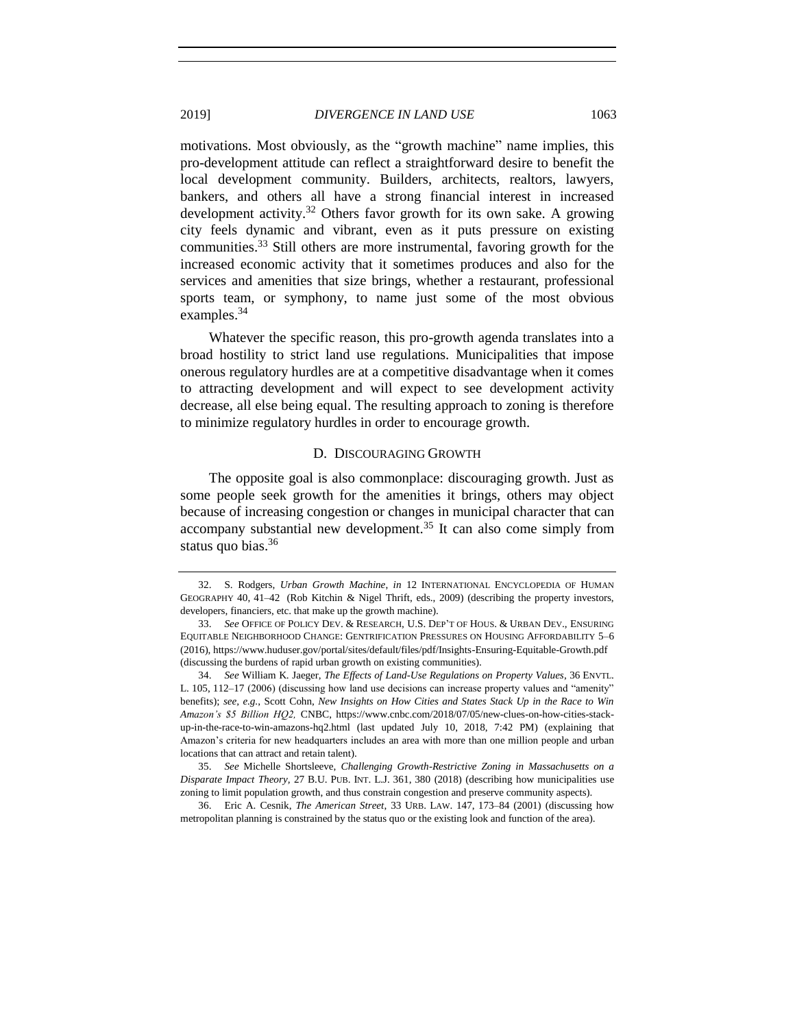motivations. Most obviously, as the "growth machine" name implies, this pro-development attitude can reflect a straightforward desire to benefit the local development community. Builders, architects, realtors, lawyers, bankers, and others all have a strong financial interest in increased development activity.[32] Others favor growth for its own sake. A growing city feels dynamic and vibrant, even as it puts pressure on existing communities.[33] Still others are more instrumental, favoring growth for the increased economic activity that it sometimes produces and also for the services and amenities that size brings, whether a restaurant, professional sports team, or symphony, to name just some of the most obvious examples.[34]

Whatever the specific reason, this pro-growth agenda translates into a broad hostility to strict land use regulations. Municipalities that impose onerous regulatory hurdles are at a competitive disadvantage when it comes to attracting development and will expect to see development activity decrease, all else being equal. The resulting approach to zoning is therefore to minimize regulatory hurdles in order to encourage growth.

### D. Discouraging Growth

The opposite goal is also commonplace: discouraging growth. Just as some people seek growth for the amenities it brings, others may object because of increasing congestion or changes in municipal character that can accompany substantial new development.[35] It can also come simply from status quo bias.[36]

---

32. S. Rodgers, *Urban Growth Machine*, *in* 12 International Encyclopedia of Human Geography 40, 41–42 (Rob Kitchin & Nigel Thrift, eds., 2009) (describing the property investors, developers, financiers, etc. that make up the growth machine).

33. *See* Office of Policy Dev. & Research, U.S. Dep't of Hous. & Urban Dev., Ensuring Equitable Neighborhood Change: Gentrification Pressures on Housing Affordability 5–6 (2016), https://www.huduser.gov/portal/sites/default/files/pdf/Insights-Ensuring-Equitable-Growth.pdf (discussing the burdens of rapid urban growth on existing communities).

34. *See* William K. Jaeger, *The Effects of Land-Use Regulations on Property Values*, 36 Envtl. L. 105, 112–17 (2006) (discussing how land use decisions can increase property values and "amenity" benefits); *see, e.g.*, Scott Cohn, *New Insights on How Cities and States Stack Up in the Race to Win Amazon's $5 Billion HQ2,* CNBC, https://www.cnbc.com/2018/07/05/new-clues-on-how-cities-stack-up-in-the-race-to-win-amazons-hq2.html (last updated July 10, 2018, 7:42 PM) (explaining that Amazon's criteria for new headquarters includes an area with more than one million people and urban locations that can attract and retain talent).

35. *See* Michelle Shortsleeve, *Challenging Growth-Restrictive Zoning in Massachusetts on a Disparate Impact Theory*, 27 B.U. Pub. Int. L.J. 361, 380 (2018) (describing how municipalities use zoning to limit population growth, and thus constrain congestion and preserve community aspects).

36. Eric A. Cesnik, *The American Street*, 33 Urb. Law. 147, 173–84 (2001) (discussing how metropolitan planning is constrained by the status quo or the existing look and function of the area).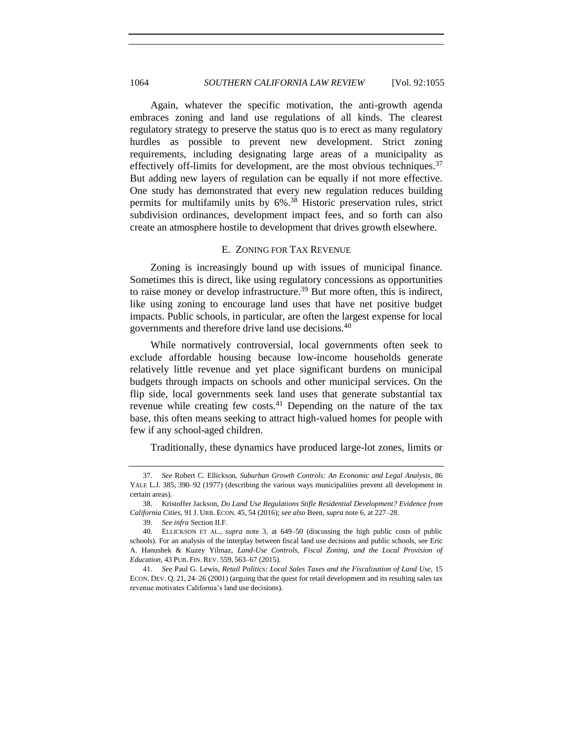Again, whatever the specific motivation, the anti-growth agenda embraces zoning and land use regulations of all kinds. The clearest regulatory strategy to preserve the status quo is to erect as many regulatory hurdles as possible to prevent new development. Strict zoning requirements, including designating large areas of a municipality as effectively off-limits for development, are the most obvious techniques.[37] But adding new layers of regulation can be equally if not more effective. One study has demonstrated that every new regulation reduces building permits for multifamily units by 6%.[38] Historic preservation rules, strict subdivision ordinances, development impact fees, and so forth can also create an atmosphere hostile to development that drives growth elsewhere.

### E. ZONING FOR TAX REVENUE

Zoning is increasingly bound up with issues of municipal finance. Sometimes this is direct, like using regulatory concessions as opportunities to raise money or develop infrastructure.[39] But more often, this is indirect, like using zoning to encourage land uses that have net positive budget impacts. Public schools, in particular, are often the largest expense for local governments and therefore drive land use decisions.[40]

While normatively controversial, local governments often seek to exclude affordable housing because low-income households generate relatively little revenue and yet place significant burdens on municipal budgets through impacts on schools and other municipal services. On the flip side, local governments seek land uses that generate substantial tax revenue while creating few costs.[41] Depending on the nature of the tax base, this often means seeking to attract high-valued homes for people with few if any school-aged children.

Traditionally, these dynamics have produced large-lot zones, limits or

---

37. *See* Robert C. Ellickson, *Suburban Growth Controls: An Economic and Legal Analysis*, 86 YALE L.J. 385, 390–92 (1977) (describing the various ways municipalities prevent all development in certain areas).

38. Kristoffer Jackson, *Do Land Use Regulations Stifle Residential Development? Evidence from California Cities*, 91 J. URB. ECON. 45, 54 (2016); *see also* Been, *supra* note 6, at 227–28.

39. *See infra* Section II.F.

40. ELLICKSON ET AL., *supra* note 3, at 649–50 (discussing the high public costs of public schools). For an analysis of the interplay between fiscal land use decisions and public schools, see Eric A. Hanushek & Kuzey Yilmaz, *Land-Use Controls, Fiscal Zoning, and the Local Provision of Education*, 43 PUB. FIN. REV. 559, 563–67 (2015).

41. *See* Paul G. Lewis, *Retail Politics: Local Sales Taxes and the Fiscalization of Land Use*, 15 ECON. DEV. Q. 21, 24–26 (2001) (arguing that the quest for retail development and its resulting sales tax revenue motivates California's land use decisions).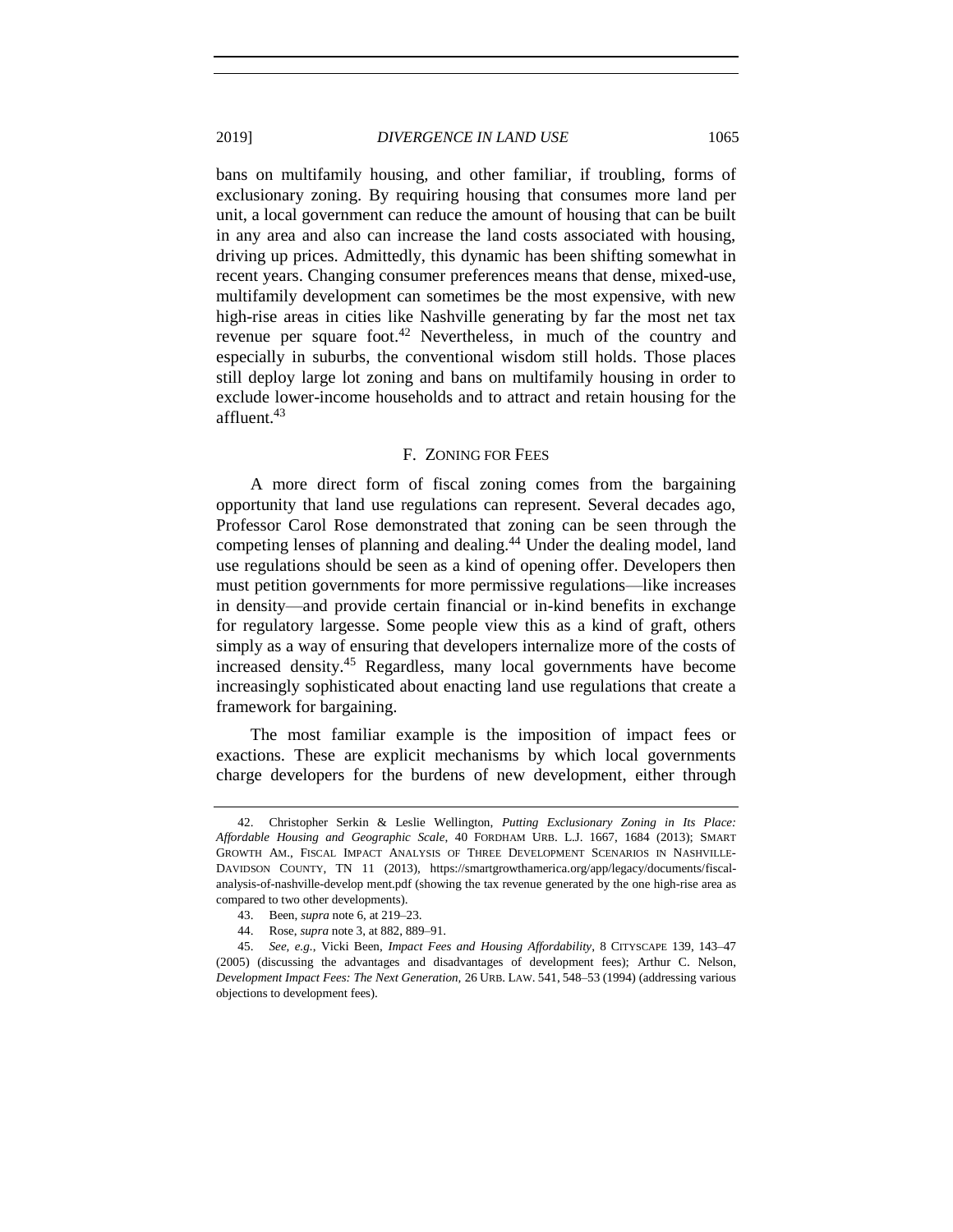bans on multifamily housing, and other familiar, if troubling, forms of exclusionary zoning. By requiring housing that consumes more land per unit, a local government can reduce the amount of housing that can be built in any area and also can increase the land costs associated with housing, driving up prices. Admittedly, this dynamic has been shifting somewhat in recent years. Changing consumer preferences means that dense, mixed-use, multifamily development can sometimes be the most expensive, with new high-rise areas in cities like Nashville generating by far the most net tax revenue per square foot.[42] Nevertheless, in much of the country and especially in suburbs, the conventional wisdom still holds. Those places still deploy large lot zoning and bans on multifamily housing in order to exclude lower-income households and to attract and retain housing for the affluent.[43]

### F. ZONING FOR FEES

A more direct form of fiscal zoning comes from the bargaining opportunity that land use regulations can represent. Several decades ago, Professor Carol Rose demonstrated that zoning can be seen through the competing lenses of planning and dealing.[44] Under the dealing model, land use regulations should be seen as a kind of opening offer. Developers then must petition governments for more permissive regulations—like increases in density—and provide certain financial or in-kind benefits in exchange for regulatory largesse. Some people view this as a kind of graft, others simply as a way of ensuring that developers internalize more of the costs of increased density.[45] Regardless, many local governments have become increasingly sophisticated about enacting land use regulations that create a framework for bargaining.

The most familiar example is the imposition of impact fees or exactions. These are explicit mechanisms by which local governments charge developers for the burdens of new development, either through

---

42. Christopher Serkin & Leslie Wellington, *Putting Exclusionary Zoning in Its Place: Affordable Housing and Geographic Scale*, 40 FORDHAM URB. L.J. 1667, 1684 (2013); SMART GROWTH AM., FISCAL IMPACT ANALYSIS OF THREE DEVELOPMENT SCENARIOS IN NASHVILLE-DAVIDSON COUNTY, TN 11 (2013), https://smartgrowthamerica.org/app/legacy/documents/fiscal-analysis-of-nashville-develop ment.pdf (showing the tax revenue generated by the one high-rise area as compared to two other developments).

43. Been, *supra* note 6, at 219–23.

44. Rose, *supra* note 3, at 882, 889–91.

45. *See, e.g.*, Vicki Been, *Impact Fees and Housing Affordability*, 8 CITYSCAPE 139, 143–47 (2005) (discussing the advantages and disadvantages of development fees); Arthur C. Nelson, *Development Impact Fees: The Next Generation*, 26 URB. LAW. 541, 548–53 (1994) (addressing various objections to development fees).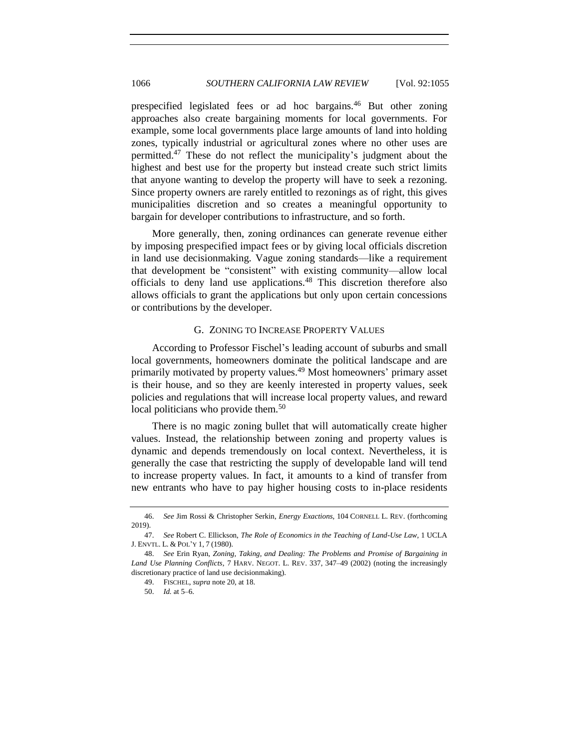prespecified legislated fees or ad hoc bargains.[46] But other zoning approaches also create bargaining moments for local governments. For example, some local governments place large amounts of land into holding zones, typically industrial or agricultural zones where no other uses are permitted.[47] These do not reflect the municipality's judgment about the highest and best use for the property but instead create such strict limits that anyone wanting to develop the property will have to seek a rezoning. Since property owners are rarely entitled to rezonings as of right, this gives municipalities discretion and so creates a meaningful opportunity to bargain for developer contributions to infrastructure, and so forth.

More generally, then, zoning ordinances can generate revenue either by imposing prespecified impact fees or by giving local officials discretion in land use decisionmaking. Vague zoning standards—like a requirement that development be "consistent" with existing community—allow local officials to deny land use applications.[48] This discretion therefore also allows officials to grant the applications but only upon certain concessions or contributions by the developer.

### G. ZONING TO INCREASE PROPERTY VALUES

According to Professor Fischel's leading account of suburbs and small local governments, homeowners dominate the political landscape and are primarily motivated by property values.[49] Most homeowners' primary asset is their house, and so they are keenly interested in property values, seek policies and regulations that will increase local property values, and reward local politicians who provide them.[50]

There is no magic zoning bullet that will automatically create higher values. Instead, the relationship between zoning and property values is dynamic and depends tremendously on local context. Nevertheless, it is generally the case that restricting the supply of developable land will tend to increase property values. In fact, it amounts to a kind of transfer from new entrants who have to pay higher housing costs to in-place residents

---

46. *See* Jim Rossi & Christopher Serkin, *Energy Exactions*, 104 CORNELL L. REV. (forthcoming 2019).

47. *See* Robert C. Ellickson, *The Role of Economics in the Teaching of Land-Use Law*, 1 UCLA J. ENVTL. L. & POL'Y 1, 7 (1980).

48. *See* Erin Ryan, *Zoning, Taking, and Dealing: The Problems and Promise of Bargaining in Land Use Planning Conflicts*, 7 HARV. NEGOT. L. REV. 337, 347–49 (2002) (noting the increasingly discretionary practice of land use decisionmaking).

49. FISCHEL, *supra* note 20, at 18.

50. *Id.* at 5–6.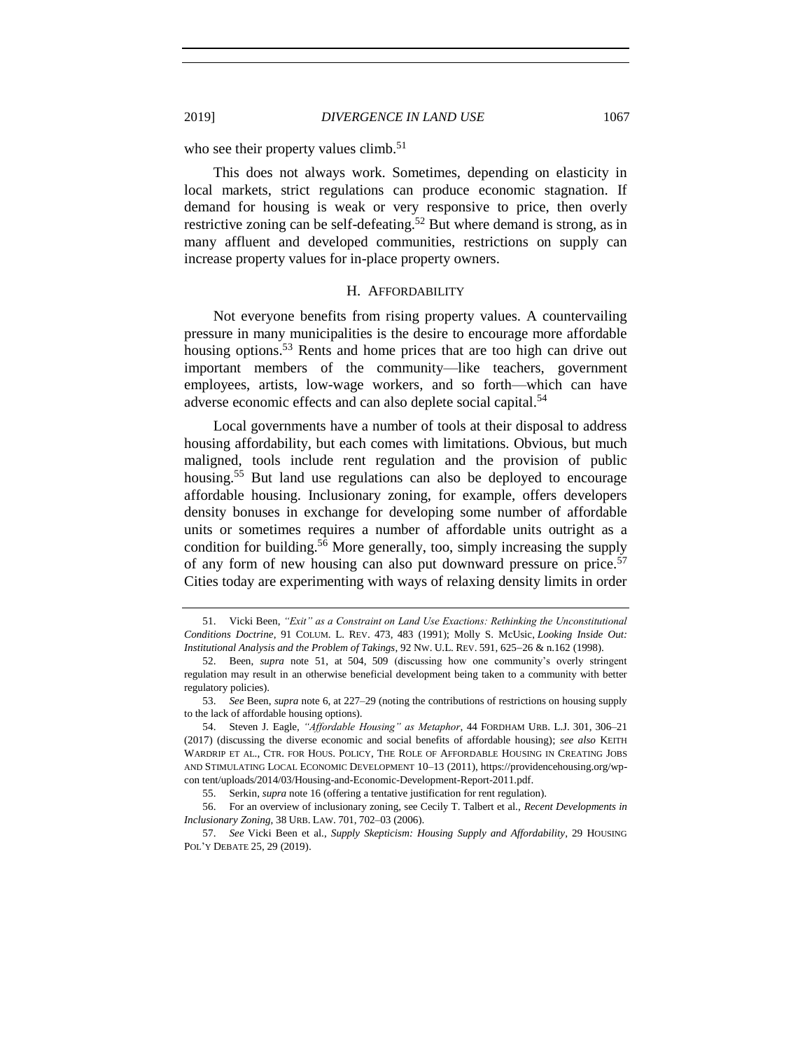who see their property values climb.[51]

This does not always work. Sometimes, depending on elasticity in local markets, strict regulations can produce economic stagnation. If demand for housing is weak or very responsive to price, then overly restrictive zoning can be self-defeating.[52] But where demand is strong, as in many affluent and developed communities, restrictions on supply can increase property values for in-place property owners.

### H. AFFORDABILITY

Not everyone benefits from rising property values. A countervailing pressure in many municipalities is the desire to encourage more affordable housing options.[53] Rents and home prices that are too high can drive out important members of the community—like teachers, government employees, artists, low-wage workers, and so forth—which can have adverse economic effects and can also deplete social capital.[54]

Local governments have a number of tools at their disposal to address housing affordability, but each comes with limitations. Obvious, but much maligned, tools include rent regulation and the provision of public housing.[55] But land use regulations can also be deployed to encourage affordable housing. Inclusionary zoning, for example, offers developers density bonuses in exchange for developing some number of affordable units or sometimes requires a number of affordable units outright as a condition for building.[56] More generally, too, simply increasing the supply of any form of new housing can also put downward pressure on price.[57] Cities today are experimenting with ways of relaxing density limits in order

---

51. Vicki Been, *"Exit" as a Constraint on Land Use Exactions: Rethinking the Unconstitutional Conditions Doctrine*, 91 COLUM. L. REV. 473, 483 (1991); Molly S. McUsic, *Looking Inside Out: Institutional Analysis and the Problem of Takings*, 92 NW. U.L. REV. 591, 625–26 & n.162 (1998).

52. Been, *supra* note 51, at 504, 509 (discussing how one community's overly stringent regulation may result in an otherwise beneficial development being taken to a community with better regulatory policies).

53. *See* Been, *supra* note 6, at 227–29 (noting the contributions of restrictions on housing supply to the lack of affordable housing options).

54. Steven J. Eagle, *"Affordable Housing" as Metaphor*, 44 FORDHAM URB. L.J. 301, 306–21 (2017) (discussing the diverse economic and social benefits of affordable housing); *see also* KEITH WARDRIP ET AL., CTR. FOR HOUS. POLICY, THE ROLE OF AFFORDABLE HOUSING IN CREATING JOBS AND STIMULATING LOCAL ECONOMIC DEVELOPMENT 10–13 (2011), https://providencehousing.org/wp-con tent/uploads/2014/03/Housing-and-Economic-Development-Report-2011.pdf.

55. Serkin, *supra* note 16 (offering a tentative justification for rent regulation).

56. For an overview of inclusionary zoning, see Cecily T. Talbert et al., *Recent Developments in Inclusionary Zoning*, 38 URB. LAW. 701, 702–03 (2006).

57. *See* Vicki Been et al., *Supply Skepticism: Housing Supply and Affordability*, 29 HOUSING POL'Y DEBATE 25, 29 (2019).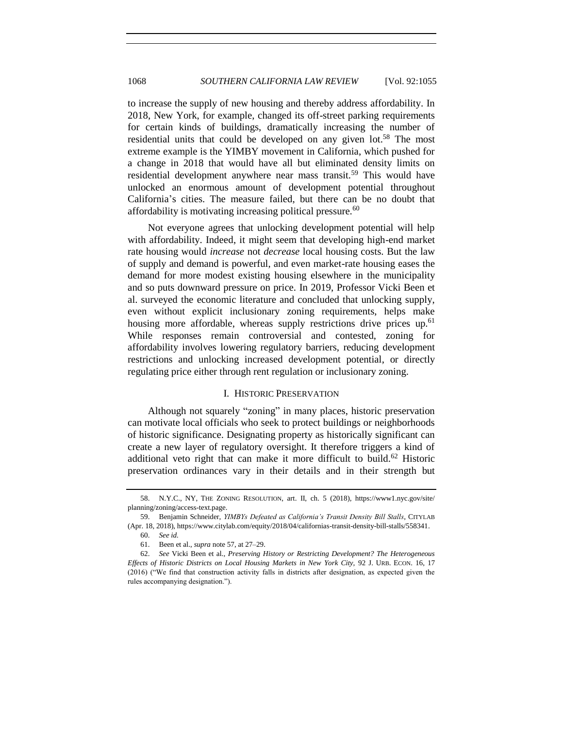to increase the supply of new housing and thereby address affordability. In 2018, New York, for example, changed its off-street parking requirements for certain kinds of buildings, dramatically increasing the number of residential units that could be developed on any given lot.[58] The most extreme example is the YIMBY movement in California, which pushed for a change in 2018 that would have all but eliminated density limits on residential development anywhere near mass transit.[59] This would have unlocked an enormous amount of development potential throughout California's cities. The measure failed, but there can be no doubt that affordability is motivating increasing political pressure.[60]

Not everyone agrees that unlocking development potential will help with affordability. Indeed, it might seem that developing high-end market rate housing would *increase* not *decrease* local housing costs. But the law of supply and demand is powerful, and even market-rate housing eases the demand for more modest existing housing elsewhere in the municipality and so puts downward pressure on price. In 2019, Professor Vicki Been et al. surveyed the economic literature and concluded that unlocking supply, even without explicit inclusionary zoning requirements, helps make housing more affordable, whereas supply restrictions drive prices up.[61] While responses remain controversial and contested, zoning for affordability involves lowering regulatory barriers, reducing development restrictions and unlocking increased development potential, or directly regulating price either through rent regulation or inclusionary zoning.

### I. Historic Preservation

Although not squarely "zoning" in many places, historic preservation can motivate local officials who seek to protect buildings or neighborhoods of historic significance. Designating property as historically significant can create a new layer of regulatory oversight. It therefore triggers a kind of additional veto right that can make it more difficult to build.[62] Historic preservation ordinances vary in their details and in their strength but

58. N.Y.C., NY, THE ZONING RESOLUTION, art. II, ch. 5 (2018), https://www1.nyc.gov/site/planning/zoning/access-text.page.

59. Benjamin Schneider, *YIMBYs Defeated as California's Transit Density Bill Stalls*, CITYLAB (Apr. 18, 2018), https://www.citylab.com/equity/2018/04/californias-transit-density-bill-stalls/558341.

60. *See id.*

61. Been et al., *supra* note 57, at 27–29.

62. *See* Vicki Been et al., *Preserving History or Restricting Development? The Heterogeneous Effects of Historic Districts on Local Housing Markets in New York City*, 92 J. URB. ECON. 16, 17 (2016) ("We find that construction activity falls in districts after designation, as expected given the rules accompanying designation.").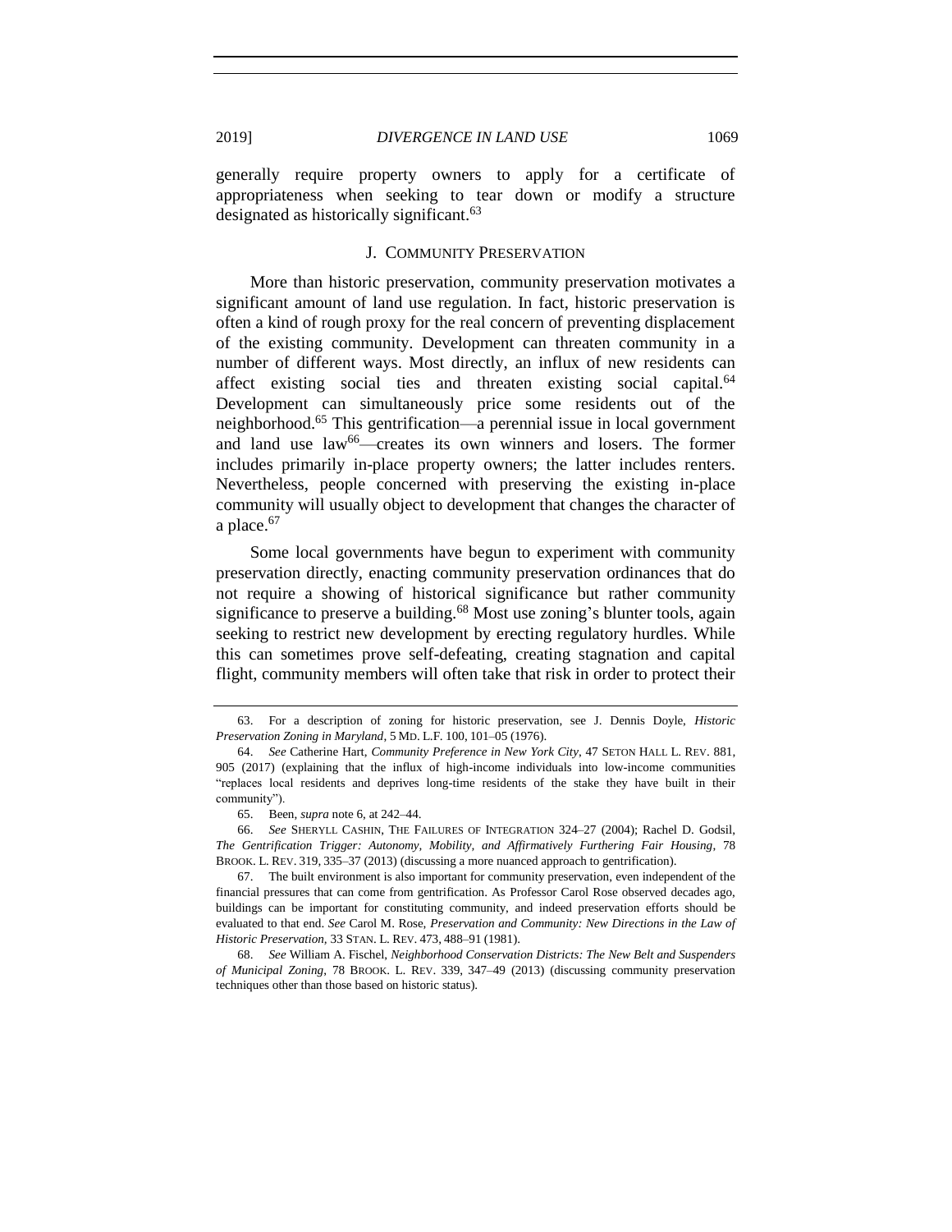generally require property owners to apply for a certificate of appropriateness when seeking to tear down or modify a structure designated as historically significant.[63]

### J. COMMUNITY PRESERVATION

More than historic preservation, community preservation motivates a significant amount of land use regulation. In fact, historic preservation is often a kind of rough proxy for the real concern of preventing displacement of the existing community. Development can threaten community in a number of different ways. Most directly, an influx of new residents can affect existing social ties and threaten existing social capital.[64] Development can simultaneously price some residents out of the neighborhood.[65] This gentrification—a perennial issue in local government and land use law[66]—creates its own winners and losers. The former includes primarily in-place property owners; the latter includes renters. Nevertheless, people concerned with preserving the existing in-place community will usually object to development that changes the character of a place.[67]

Some local governments have begun to experiment with community preservation directly, enacting community preservation ordinances that do not require a showing of historical significance but rather community significance to preserve a building.[68] Most use zoning's blunter tools, again seeking to restrict new development by erecting regulatory hurdles. While this can sometimes prove self-defeating, creating stagnation and capital flight, community members will often take that risk in order to protect their

---

63. For a description of zoning for historic preservation, see J. Dennis Doyle, *Historic Preservation Zoning in Maryland*, 5 MD. L.F. 100, 101–05 (1976).

64. *See* Catherine Hart, *Community Preference in New York City*, 47 SETON HALL L. REV. 881, 905 (2017) (explaining that the influx of high-income individuals into low-income communities "replaces local residents and deprives long-time residents of the stake they have built in their community").

65. Been, *supra* note 6, at 242–44.

66. *See* SHERYLL CASHIN, THE FAILURES OF INTEGRATION 324–27 (2004); Rachel D. Godsil, *The Gentrification Trigger: Autonomy, Mobility, and Affirmatively Furthering Fair Housing*, 78 BROOK. L. REV. 319, 335–37 (2013) (discussing a more nuanced approach to gentrification).

67. The built environment is also important for community preservation, even independent of the financial pressures that can come from gentrification. As Professor Carol Rose observed decades ago, buildings can be important for constituting community, and indeed preservation efforts should be evaluated to that end. *See* Carol M. Rose, *Preservation and Community: New Directions in the Law of Historic Preservation*, 33 STAN. L. REV. 473, 488–91 (1981).

68. *See* William A. Fischel, *Neighborhood Conservation Districts: The New Belt and Suspenders of Municipal Zoning*, 78 BROOK. L. REV. 339, 347–49 (2013) (discussing community preservation techniques other than those based on historic status).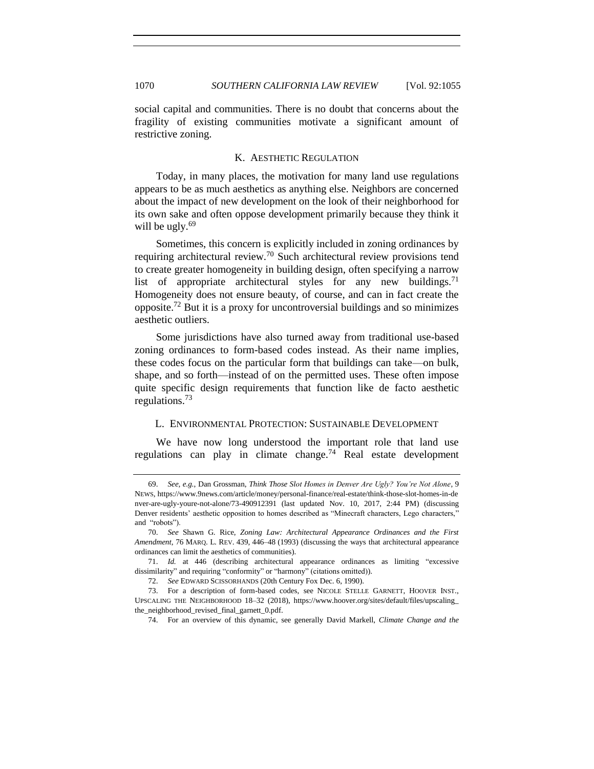social capital and communities. There is no doubt that concerns about the fragility of existing communities motivate a significant amount of restrictive zoning.

### K. Aesthetic Regulation

Today, in many places, the motivation for many land use regulations appears to be as much aesthetics as anything else. Neighbors are concerned about the impact of new development on the look of their neighborhood for its own sake and often oppose development primarily because they think it will be ugly.[69]

Sometimes, this concern is explicitly included in zoning ordinances by requiring architectural review.[70] Such architectural review provisions tend to create greater homogeneity in building design, often specifying a narrow list of appropriate architectural styles for any new buildings.[71] Homogeneity does not ensure beauty, of course, and can in fact create the opposite.[72] But it is a proxy for uncontroversial buildings and so minimizes aesthetic outliers.

Some jurisdictions have also turned away from traditional use-based zoning ordinances to form-based codes instead. As their name implies, these codes focus on the particular form that buildings can take—on bulk, shape, and so forth—instead of on the permitted uses. These often impose quite specific design requirements that function like de facto aesthetic regulations.[73]

### L. Environmental Protection: Sustainable Development

We have now long understood the important role that land use regulations can play in climate change.[74] Real estate development

---

69. *See, e.g.*, Dan Grossman, *Think Those Slot Homes in Denver Are Ugly? You're Not Alone*, 9 NEWS, https://www.9news.com/article/money/personal-finance/real-estate/think-those-slot-homes-in-denver-are-ugly-youre-not-alone/73-490912391 (last updated Nov. 10, 2017, 2:44 PM) (discussing Denver residents' aesthetic opposition to homes described as "Minecraft characters, Lego characters," and "robots").

70. *See* Shawn G. Rice, *Zoning Law: Architectural Appearance Ordinances and the First Amendment*, 76 MARQ. L. REV. 439, 446–48 (1993) (discussing the ways that architectural appearance ordinances can limit the aesthetics of communities).

71. *Id.* at 446 (describing architectural appearance ordinances as limiting "excessive dissimilarity" and requiring "conformity" or "harmony" (citations omitted)).

72. *See* EDWARD SCISSORHANDS (20th Century Fox Dec. 6, 1990).

73. For a description of form-based codes, see NICOLE STELLE GARNETT, HOOVER INST., UPSCALING THE NEIGHBORHOOD 18–32 (2018), https://www.hoover.org/sites/default/files/upscaling_the_neighborhood_revised_final_garnett_0.pdf.

74. For an overview of this dynamic, see generally David Markell, *Climate Change and the*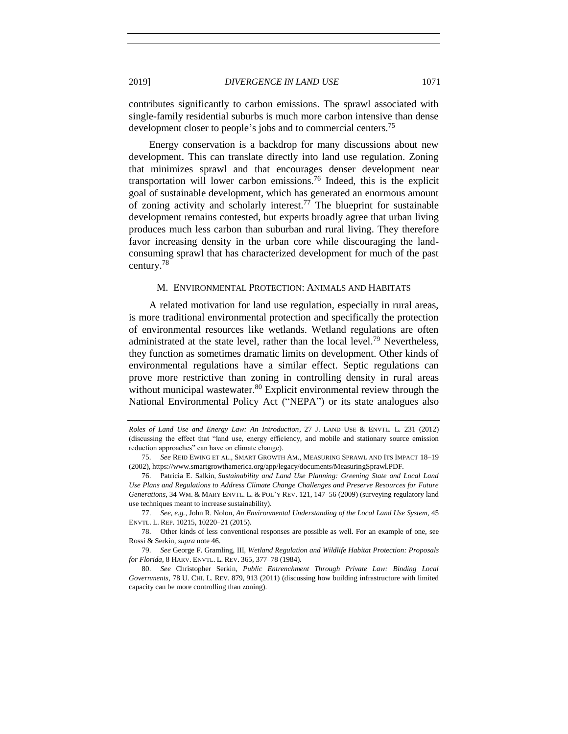contributes significantly to carbon emissions. The sprawl associated with single-family residential suburbs is much more carbon intensive than dense development closer to people's jobs and to commercial centers.[75]

Energy conservation is a backdrop for many discussions about new development. This can translate directly into land use regulation. Zoning that minimizes sprawl and that encourages denser development near transportation will lower carbon emissions.[76] Indeed, this is the explicit goal of sustainable development, which has generated an enormous amount of zoning activity and scholarly interest.[77] The blueprint for sustainable development remains contested, but experts broadly agree that urban living produces much less carbon than suburban and rural living. They therefore favor increasing density in the urban core while discouraging the land-consuming sprawl that has characterized development for much of the past century.[78]

### M. ENVIRONMENTAL PROTECTION: ANIMALS AND HABITATS

A related motivation for land use regulation, especially in rural areas, is more traditional environmental protection and specifically the protection of environmental resources like wetlands. Wetland regulations are often administrated at the state level, rather than the local level.[79] Nevertheless, they function as sometimes dramatic limits on development. Other kinds of environmental regulations have a similar effect. Septic regulations can prove more restrictive than zoning in controlling density in rural areas without municipal wastewater.[80] Explicit environmental review through the National Environmental Policy Act ("NEPA") or its state analogues also

---

*Roles of Land Use and Energy Law: An Introduction*, 27 J. LAND USE & ENVTL. L. 231 (2012) (discussing the effect that "land use, energy efficiency, and mobile and stationary source emission reduction approaches" can have on climate change).

75. *See* REID EWING ET AL., SMART GROWTH AM., MEASURING SPRAWL AND ITS IMPACT 18–19 (2002), https://www.smartgrowthamerica.org/app/legacy/documents/MeasuringSprawl.PDF.

76. Patricia E. Salkin, *Sustainability and Land Use Planning: Greening State and Local Land Use Plans and Regulations to Address Climate Change Challenges and Preserve Resources for Future Generations*, 34 WM. & MARY ENVTL. L. & POL'Y REV. 121, 147–56 (2009) (surveying regulatory land use techniques meant to increase sustainability).

77. *See, e.g.*, John R. Nolon, *An Environmental Understanding of the Local Land Use System*, 45 ENVTL. L. REP. 10215, 10220–21 (2015).

78. Other kinds of less conventional responses are possible as well. For an example of one, see Rossi & Serkin, *supra* note 46.

79. *See* George F. Gramling, III, *Wetland Regulation and Wildlife Habitat Protection: Proposals for Florida*, 8 HARV. ENVTL. L. REV. 365, 377–78 (1984).

80. *See* Christopher Serkin, *Public Entrenchment Through Private Law: Binding Local Governments*, 78 U. CHI. L. REV. 879, 913 (2011) (discussing how building infrastructure with limited capacity can be more controlling than zoning).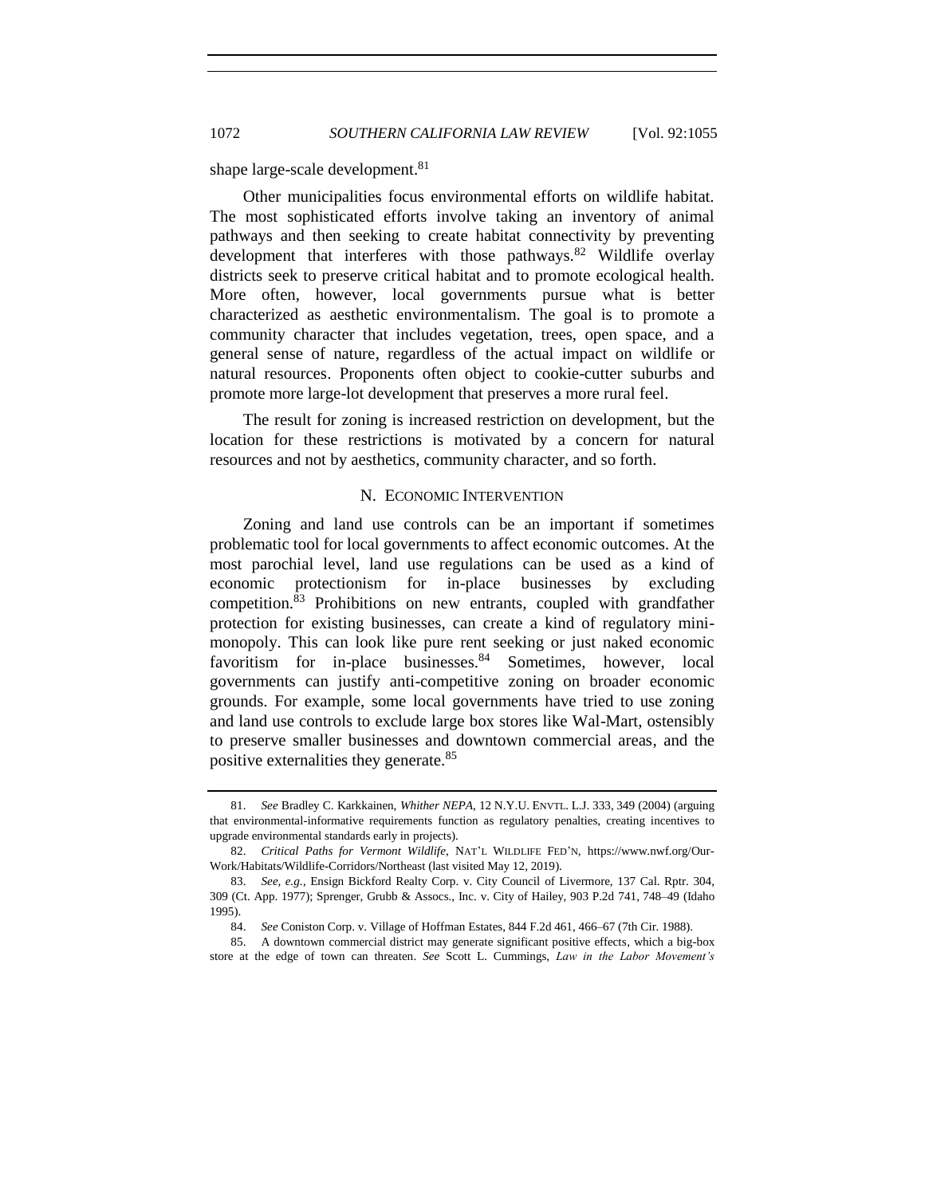shape large-scale development.[81]

Other municipalities focus environmental efforts on wildlife habitat. The most sophisticated efforts involve taking an inventory of animal pathways and then seeking to create habitat connectivity by preventing development that interferes with those pathways.[82] Wildlife overlay districts seek to preserve critical habitat and to promote ecological health. More often, however, local governments pursue what is better characterized as aesthetic environmentalism. The goal is to promote a community character that includes vegetation, trees, open space, and a general sense of nature, regardless of the actual impact on wildlife or natural resources. Proponents often object to cookie-cutter suburbs and promote more large-lot development that preserves a more rural feel.

The result for zoning is increased restriction on development, but the location for these restrictions is motivated by a concern for natural resources and not by aesthetics, community character, and so forth.

## N. Economic Intervention

Zoning and land use controls can be an important if sometimes problematic tool for local governments to affect economic outcomes. At the most parochial level, land use regulations can be used as a kind of economic protectionism for in-place businesses by excluding competition.[83] Prohibitions on new entrants, coupled with grandfather protection for existing businesses, can create a kind of regulatory mini-monopoly. This can look like pure rent seeking or just naked economic favoritism for in-place businesses.[84] Sometimes, however, local governments can justify anti-competitive zoning on broader economic grounds. For example, some local governments have tried to use zoning and land use controls to exclude large box stores like Wal-Mart, ostensibly to preserve smaller businesses and downtown commercial areas, and the positive externalities they generate.[85]

---

81. *See* Bradley C. Karkkainen, *Whither NEPA*, 12 N.Y.U. Envtl. L.J. 333, 349 (2004) (arguing that environmental-informative requirements function as regulatory penalties, creating incentives to upgrade environmental standards early in projects).

82. *Critical Paths for Vermont Wildlife*, Nat'l Wildlife Fed'n, https://www.nwf.org/Our-Work/Habitats/Wildlife-Corridors/Northeast (last visited May 12, 2019).

83. *See, e.g.*, Ensign Bickford Realty Corp. v. City Council of Livermore, 137 Cal. Rptr. 304, 309 (Ct. App. 1977); Sprenger, Grubb & Assocs., Inc. v. City of Hailey, 903 P.2d 741, 748–49 (Idaho 1995).

84. *See* Coniston Corp. v. Village of Hoffman Estates, 844 F.2d 461, 466–67 (7th Cir. 1988).

85. A downtown commercial district may generate significant positive effects, which a big-box store at the edge of town can threaten. *See* Scott L. Cummings, *Law in the Labor Movement's*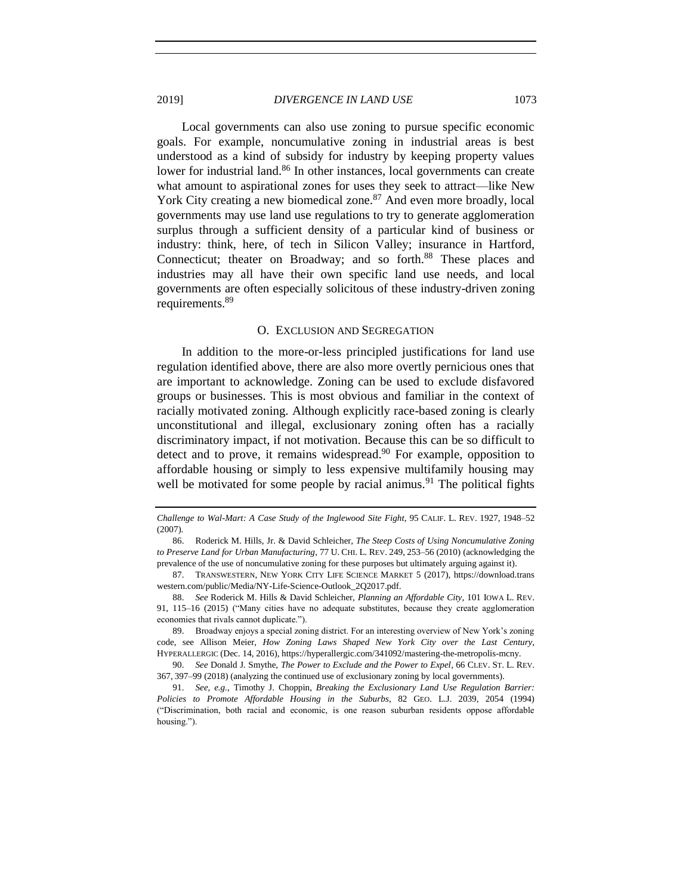Local governments can also use zoning to pursue specific economic goals. For example, noncumulative zoning in industrial areas is best understood as a kind of subsidy for industry by keeping property values lower for industrial land.[86] In other instances, local governments can create what amount to aspirational zones for uses they seek to attract—like New York City creating a new biomedical zone.[87] And even more broadly, local governments may use land use regulations to try to generate agglomeration surplus through a sufficient density of a particular kind of business or industry: think, here, of tech in Silicon Valley; insurance in Hartford, Connecticut; theater on Broadway; and so forth.[88] These places and industries may all have their own specific land use needs, and local governments are often especially solicitous of these industry-driven zoning requirements.[89]

### O. EXCLUSION AND SEGREGATION

In addition to the more-or-less principled justifications for land use regulation identified above, there are also more overtly pernicious ones that are important to acknowledge. Zoning can be used to exclude disfavored groups or businesses. This is most obvious and familiar in the context of racially motivated zoning. Although explicitly race-based zoning is clearly unconstitutional and illegal, exclusionary zoning often has a racially discriminatory impact, if not motivation. Because this can be so difficult to detect and to prove, it remains widespread.[90] For example, opposition to affordable housing or simply to less expensive multifamily housing may well be motivated for some people by racial animus.[91] The political fights

---

*Challenge to Wal-Mart: A Case Study of the Inglewood Site Fight*, 95 CALIF. L. REV. 1927, 1948–52 (2007).

86. Roderick M. Hills, Jr. & David Schleicher, *The Steep Costs of Using Noncumulative Zoning to Preserve Land for Urban Manufacturing*, 77 U. CHI. L. REV. 249, 253–56 (2010) (acknowledging the prevalence of the use of noncumulative zoning for these purposes but ultimately arguing against it).

87. TRANSWESTERN, NEW YORK CITY LIFE SCIENCE MARKET 5 (2017), https://download.transwestern.com/public/Media/NY-Life-Science-Outlook_2Q2017.pdf.

88. *See* Roderick M. Hills & David Schleicher, *Planning an Affordable City*, 101 IOWA L. REV. 91, 115–16 (2015) ("Many cities have no adequate substitutes, because they create agglomeration economies that rivals cannot duplicate.").

89. Broadway enjoys a special zoning district. For an interesting overview of New York's zoning code, see Allison Meier, *How Zoning Laws Shaped New York City over the Last Century*, HYPERALLERGIC (Dec. 14, 2016), https://hyperallergic.com/341092/mastering-the-metropolis-mcny.

90. *See* Donald J. Smythe, *The Power to Exclude and the Power to Expel*, 66 CLEV. ST. L. REV. 367, 397–99 (2018) (analyzing the continued use of exclusionary zoning by local governments).

91. *See, e.g.*, Timothy J. Choppin, *Breaking the Exclusionary Land Use Regulation Barrier: Policies to Promote Affordable Housing in the Suburbs*, 82 GEO. L.J. 2039, 2054 (1994) ("Discrimination, both racial and economic, is one reason suburban residents oppose affordable housing.").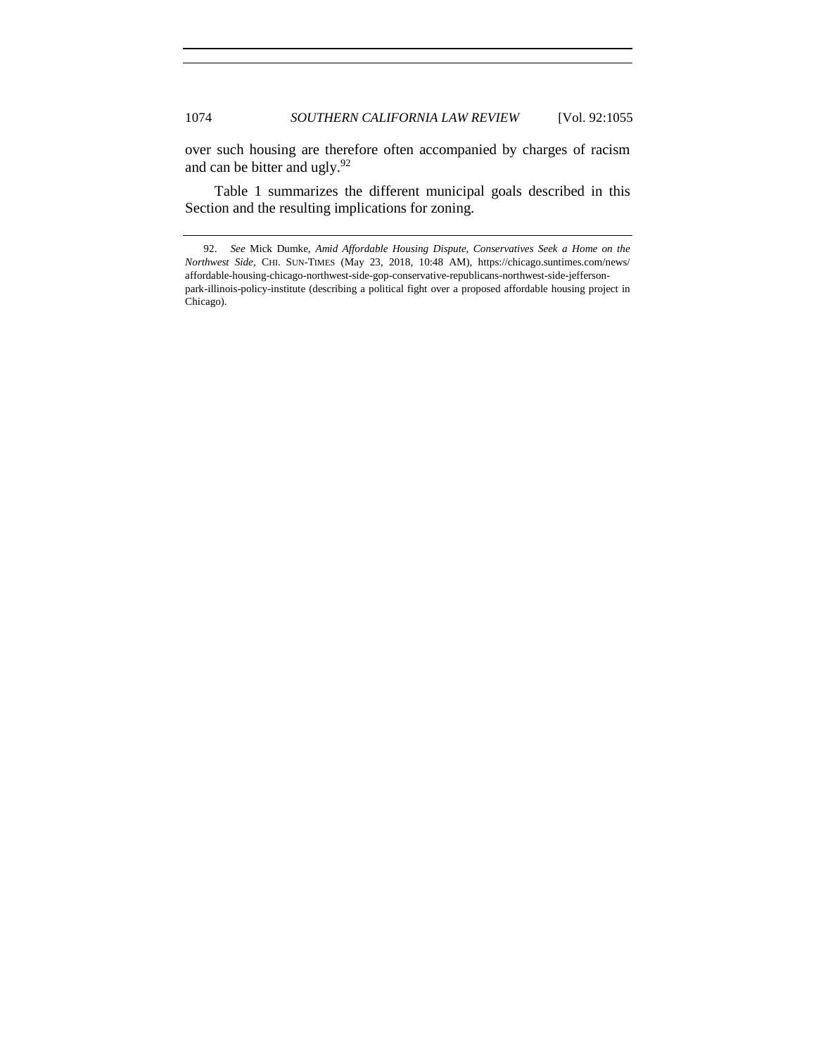over such housing are therefore often accompanied by charges of racism and can be bitter and ugly.[92]

Table 1 summarizes the different municipal goals described in this Section and the resulting implications for zoning.

---

92. *See* Mick Dumke, *Amid Affordable Housing Dispute, Conservatives Seek a Home on the Northwest Side*, CHI. SUN-TIMES (May 23, 2018, 10:48 AM), https://chicago.suntimes.com/news/affordable-housing-chicago-northwest-side-gop-conservative-republicans-northwest-side-jefferson-park-illinois-policy-institute (describing a political fight over a proposed affordable housing project in Chicago).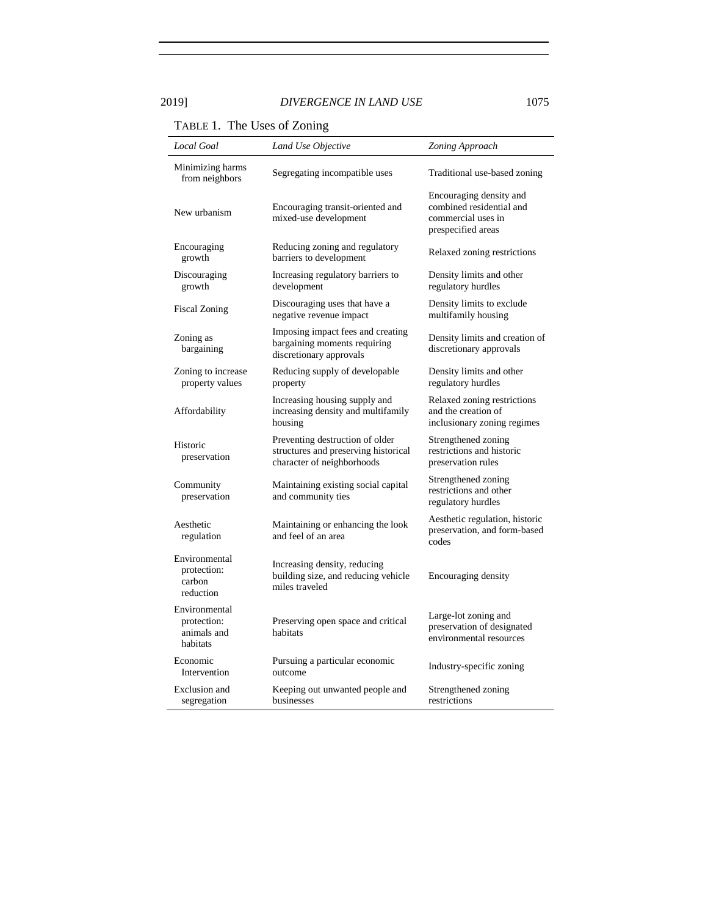TABLE 1. The Uses of Zoning

| *Local Goal* | *Land Use Objective* | *Zoning Approach* |
| --- | --- | --- |
| Minimizing harms from neighbors | Segregating incompatible uses | Traditional use-based zoning |
| New urbanism | Encouraging transit-oriented and mixed-use development | Encouraging density and combined residential and commercial uses in prespecified areas |
| Encouraging growth | Reducing zoning and regulatory barriers to development | Relaxed zoning restrictions |
| Discouraging growth | Increasing regulatory barriers to development | Density limits and other regulatory hurdles |
| Fiscal Zoning | Discouraging uses that have a negative revenue impact | Density limits to exclude multifamily housing |
| Zoning as bargaining | Imposing impact fees and creating bargaining moments requiring discretionary approvals | Density limits and creation of discretionary approvals |
| Zoning to increase property values | Reducing supply of developable property | Density limits and other regulatory hurdles |
| Affordability | Increasing housing supply and increasing density and multifamily housing | Relaxed zoning restrictions and the creation of inclusionary zoning regimes |
| Historic preservation | Preventing destruction of older structures and preserving historical character of neighborhoods | Strengthened zoning restrictions and historic preservation rules |
| Community preservation | Maintaining existing social capital and community ties | Strengthened zoning restrictions and other regulatory hurdles |
| Aesthetic regulation | Maintaining or enhancing the look and feel of an area | Aesthetic regulation, historic preservation, and form-based codes |
| Environmental protection: carbon reduction | Increasing density, reducing building size, and reducing vehicle miles traveled | Encouraging density |
| Environmental protection: animals and habitats | Preserving open space and critical habitats | Large-lot zoning and preservation of designated environmental resources |
| Economic Intervention | Pursuing a particular economic outcome | Industry-specific zoning |
| Exclusion and segregation | Keeping out unwanted people and businesses | Strengthened zoning restrictions |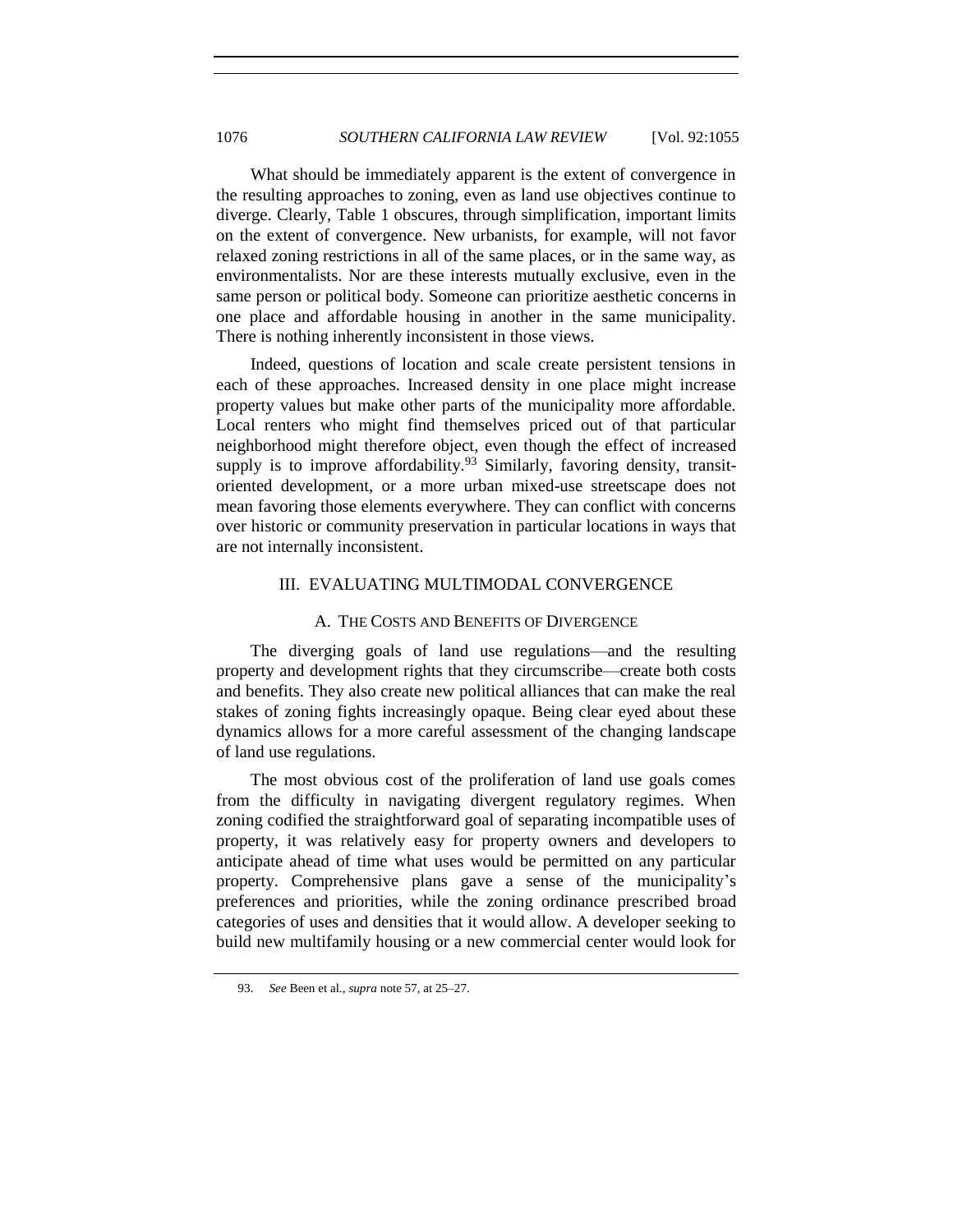What should be immediately apparent is the extent of convergence in the resulting approaches to zoning, even as land use objectives continue to diverge. Clearly, Table 1 obscures, through simplification, important limits on the extent of convergence. New urbanists, for example, will not favor relaxed zoning restrictions in all of the same places, or in the same way, as environmentalists. Nor are these interests mutually exclusive, even in the same person or political body. Someone can prioritize aesthetic concerns in one place and affordable housing in another in the same municipality. There is nothing inherently inconsistent in those views.

Indeed, questions of location and scale create persistent tensions in each of these approaches. Increased density in one place might increase property values but make other parts of the municipality more affordable. Local renters who might find themselves priced out of that particular neighborhood might therefore object, even though the effect of increased supply is to improve affordability.[93] Similarly, favoring density, transit-oriented development, or a more urban mixed-use streetscape does not mean favoring those elements everywhere. They can conflict with concerns over historic or community preservation in particular locations in ways that are not internally inconsistent.

## III. EVALUATING MULTIMODAL CONVERGENCE

### A. THE COSTS AND BENEFITS OF DIVERGENCE

The diverging goals of land use regulations—and the resulting property and development rights that they circumscribe—create both costs and benefits. They also create new political alliances that can make the real stakes of zoning fights increasingly opaque. Being clear eyed about these dynamics allows for a more careful assessment of the changing landscape of land use regulations.

The most obvious cost of the proliferation of land use goals comes from the difficulty in navigating divergent regulatory regimes. When zoning codified the straightforward goal of separating incompatible uses of property, it was relatively easy for property owners and developers to anticipate ahead of time what uses would be permitted on any particular property. Comprehensive plans gave a sense of the municipality's preferences and priorities, while the zoning ordinance prescribed broad categories of uses and densities that it would allow. A developer seeking to build new multifamily housing or a new commercial center would look for

93. *See* Been et al., *supra* note 57, at 25–27.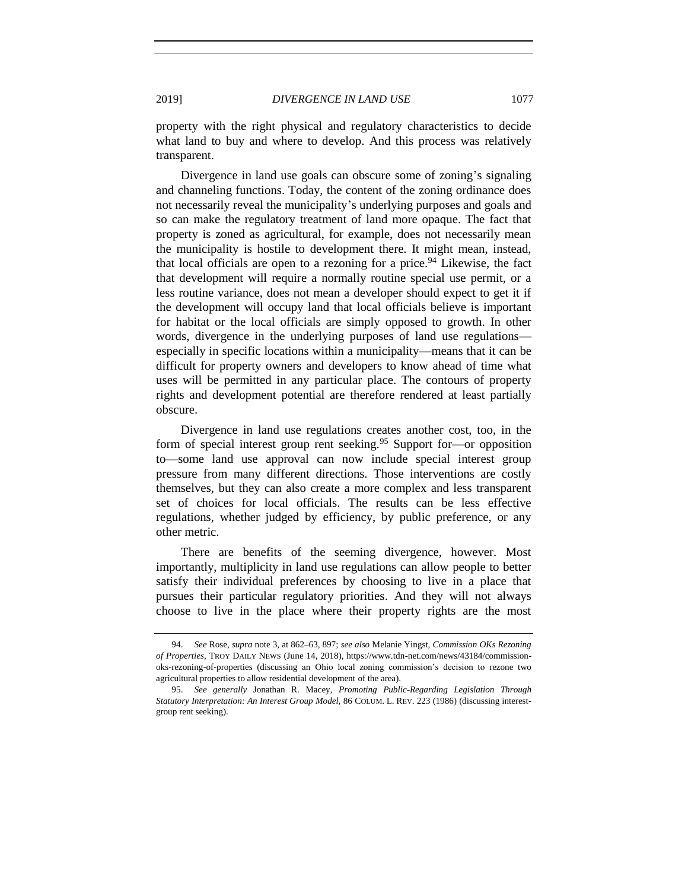property with the right physical and regulatory characteristics to decide what land to buy and where to develop. And this process was relatively transparent.

Divergence in land use goals can obscure some of zoning's signaling and channeling functions. Today, the content of the zoning ordinance does not necessarily reveal the municipality's underlying purposes and goals and so can make the regulatory treatment of land more opaque. The fact that property is zoned as agricultural, for example, does not necessarily mean the municipality is hostile to development there. It might mean, instead, that local officials are open to a rezoning for a price.[94] Likewise, the fact that development will require a normally routine special use permit, or a less routine variance, does not mean a developer should expect to get it if the development will occupy land that local officials believe is important for habitat or the local officials are simply opposed to growth. In other words, divergence in the underlying purposes of land use regulations—especially in specific locations within a municipality—means that it can be difficult for property owners and developers to know ahead of time what uses will be permitted in any particular place. The contours of property rights and development potential are therefore rendered at least partially obscure.

Divergence in land use regulations creates another cost, too, in the form of special interest group rent seeking.[95] Support for—or opposition to—some land use approval can now include special interest group pressure from many different directions. Those interventions are costly themselves, but they can also create a more complex and less transparent set of choices for local officials. The results can be less effective regulations, whether judged by efficiency, by public preference, or any other metric.

There are benefits of the seeming divergence, however. Most importantly, multiplicity in land use regulations can allow people to better satisfy their individual preferences by choosing to live in a place that pursues their particular regulatory priorities. And they will not always choose to live in the place where their property rights are the most

---

94. *See* Rose, *supra* note 3, at 862–63, 897; *see also* Melanie Yingst, *Commission OKs Rezoning of Properties*, TROY DAILY NEWS (June 14, 2018), https://www.tdn-net.com/news/43184/commission-oks-rezoning-of-properties (discussing an Ohio local zoning commission's decision to rezone two agricultural properties to allow residential development of the area).

95. *See generally* Jonathan R. Macey, *Promoting Public-Regarding Legislation Through Statutory Interpretation: An Interest Group Model*, 86 COLUM. L. REV. 223 (1986) (discussing interest-group rent seeking).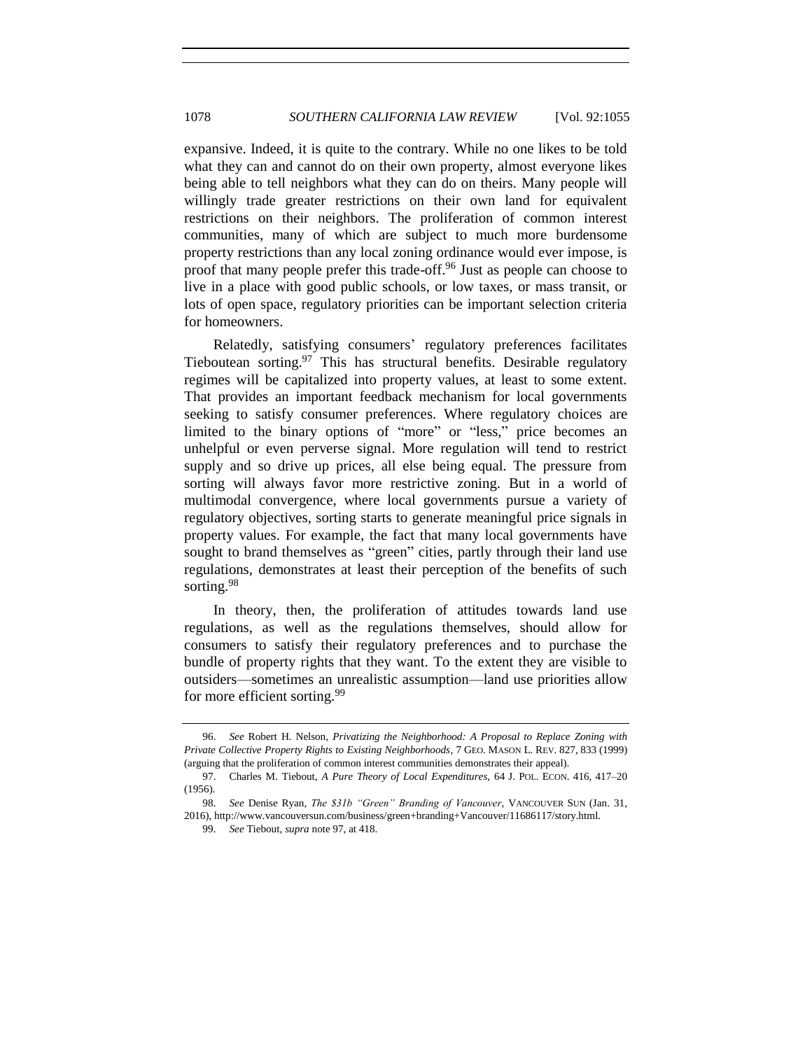expansive. Indeed, it is quite to the contrary. While no one likes to be told what they can and cannot do on their own property, almost everyone likes being able to tell neighbors what they can do on theirs. Many people will willingly trade greater restrictions on their own land for equivalent restrictions on their neighbors. The proliferation of common interest communities, many of which are subject to much more burdensome property restrictions than any local zoning ordinance would ever impose, is proof that many people prefer this trade-off.[96] Just as people can choose to live in a place with good public schools, or low taxes, or mass transit, or lots of open space, regulatory priorities can be important selection criteria for homeowners.

Relatedly, satisfying consumers' regulatory preferences facilitates Tieboutean sorting.[97] This has structural benefits. Desirable regulatory regimes will be capitalized into property values, at least to some extent. That provides an important feedback mechanism for local governments seeking to satisfy consumer preferences. Where regulatory choices are limited to the binary options of "more" or "less," price becomes an unhelpful or even perverse signal. More regulation will tend to restrict supply and so drive up prices, all else being equal. The pressure from sorting will always favor more restrictive zoning. But in a world of multimodal convergence, where local governments pursue a variety of regulatory objectives, sorting starts to generate meaningful price signals in property values. For example, the fact that many local governments have sought to brand themselves as "green" cities, partly through their land use regulations, demonstrates at least their perception of the benefits of such sorting.[98]

In theory, then, the proliferation of attitudes towards land use regulations, as well as the regulations themselves, should allow for consumers to satisfy their regulatory preferences and to purchase the bundle of property rights that they want. To the extent they are visible to outsiders—sometimes an unrealistic assumption—land use priorities allow for more efficient sorting.[99]

---

96. *See* Robert H. Nelson, *Privatizing the Neighborhood: A Proposal to Replace Zoning with Private Collective Property Rights to Existing Neighborhoods*, 7 GEO. MASON L. REV. 827, 833 (1999) (arguing that the proliferation of common interest communities demonstrates their appeal).

97. Charles M. Tiebout, *A Pure Theory of Local Expenditures*, 64 J. POL. ECON. 416, 417–20 (1956).

98. *See* Denise Ryan, *The $31b "Green" Branding of Vancouver*, VANCOUVER SUN (Jan. 31, 2016), http://www.vancouversun.com/business/green+branding+Vancouver/11686117/story.html.

99. *See* Tiebout, *supra* note 97, at 418.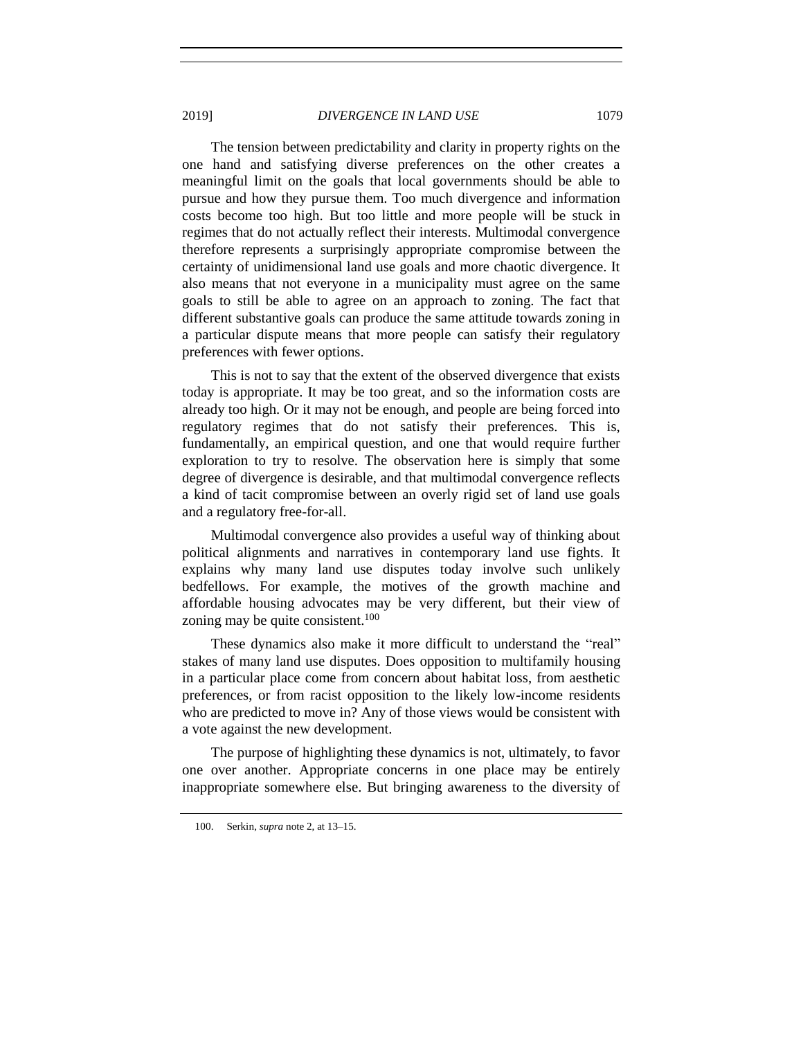The tension between predictability and clarity in property rights on the one hand and satisfying diverse preferences on the other creates a meaningful limit on the goals that local governments should be able to pursue and how they pursue them. Too much divergence and information costs become too high. But too little and more people will be stuck in regimes that do not actually reflect their interests. Multimodal convergence therefore represents a surprisingly appropriate compromise between the certainty of unidimensional land use goals and more chaotic divergence. It also means that not everyone in a municipality must agree on the same goals to still be able to agree on an approach to zoning. The fact that different substantive goals can produce the same attitude towards zoning in a particular dispute means that more people can satisfy their regulatory preferences with fewer options.

This is not to say that the extent of the observed divergence that exists today is appropriate. It may be too great, and so the information costs are already too high. Or it may not be enough, and people are being forced into regulatory regimes that do not satisfy their preferences. This is, fundamentally, an empirical question, and one that would require further exploration to try to resolve. The observation here is simply that some degree of divergence is desirable, and that multimodal convergence reflects a kind of tacit compromise between an overly rigid set of land use goals and a regulatory free-for-all.

Multimodal convergence also provides a useful way of thinking about political alignments and narratives in contemporary land use fights. It explains why many land use disputes today involve such unlikely bedfellows. For example, the motives of the growth machine and affordable housing advocates may be very different, but their view of zoning may be quite consistent.[100]

These dynamics also make it more difficult to understand the "real" stakes of many land use disputes. Does opposition to multifamily housing in a particular place come from concern about habitat loss, from aesthetic preferences, or from racist opposition to the likely low-income residents who are predicted to move in? Any of those views would be consistent with a vote against the new development.

The purpose of highlighting these dynamics is not, ultimately, to favor one over another. Appropriate concerns in one place may be entirely inappropriate somewhere else. But bringing awareness to the diversity of

100. Serkin, *supra* note 2, at 13–15.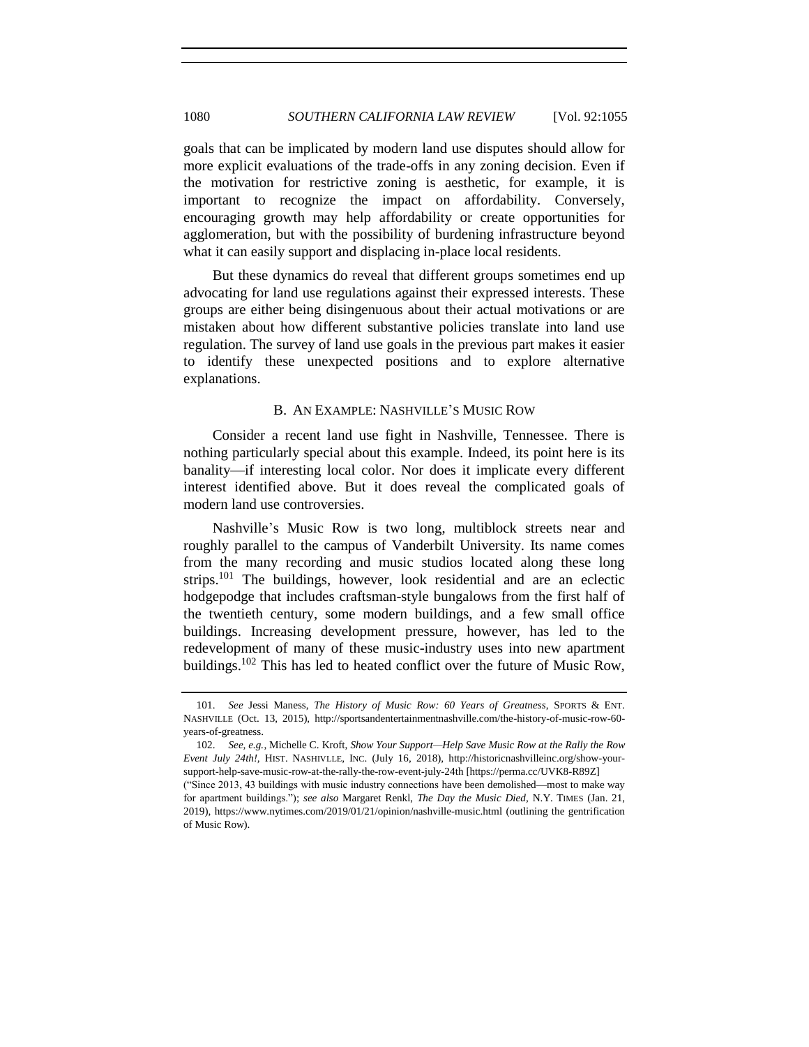goals that can be implicated by modern land use disputes should allow for more explicit evaluations of the trade-offs in any zoning decision. Even if the motivation for restrictive zoning is aesthetic, for example, it is important to recognize the impact on affordability. Conversely, encouraging growth may help affordability or create opportunities for agglomeration, but with the possibility of burdening infrastructure beyond what it can easily support and displacing in-place local residents.

But these dynamics do reveal that different groups sometimes end up advocating for land use regulations against their expressed interests. These groups are either being disingenuous about their actual motivations or are mistaken about how different substantive policies translate into land use regulation. The survey of land use goals in the previous part makes it easier to identify these unexpected positions and to explore alternative explanations.

### B. AN EXAMPLE: NASHVILLE'S MUSIC ROW

Consider a recent land use fight in Nashville, Tennessee. There is nothing particularly special about this example. Indeed, its point here is its banality—if interesting local color. Nor does it implicate every different interest identified above. But it does reveal the complicated goals of modern land use controversies.

Nashville's Music Row is two long, multiblock streets near and roughly parallel to the campus of Vanderbilt University. Its name comes from the many recording and music studios located along these long strips.[101] The buildings, however, look residential and are an eclectic hodgepodge that includes craftsman-style bungalows from the first half of the twentieth century, some modern buildings, and a few small office buildings. Increasing development pressure, however, has led to the redevelopment of many of these music-industry uses into new apartment buildings.[102] This has led to heated conflict over the future of Music Row,

---

101. *See* Jessi Maness, *The History of Music Row: 60 Years of Greatness*, SPORTS & ENT. NASHVILLE (Oct. 13, 2015), http://sportsandentertainmentnashville.com/the-history-of-music-row-60-years-of-greatness.

102. *See, e.g.*, Michelle C. Kroft, *Show Your Support—Help Save Music Row at the Rally the Row Event July 24th!*, HIST. NASHIVLLE, INC. (July 16, 2018), http://historicnashvilleinc.org/show-your-support-help-save-music-row-at-the-rally-the-row-event-july-24th [https://perma.cc/UVK8-R89Z] ("Since 2013, 43 buildings with music industry connections have been demolished—most to make way for apartment buildings."); *see also* Margaret Renkl, *The Day the Music Died*, N.Y. TIMES (Jan. 21, 2019), https://www.nytimes.com/2019/01/21/opinion/nashville-music.html (outlining the gentrification of Music Row).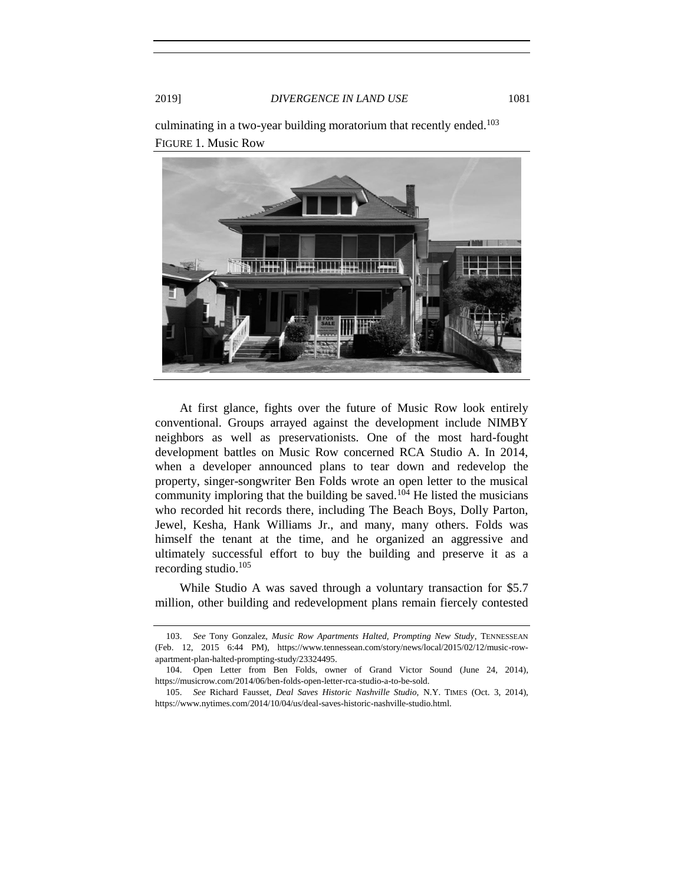culminating in a two-year building moratorium that recently ended.[103]

FIGURE 1. Music Row

At first glance, fights over the future of Music Row look entirely conventional. Groups arrayed against the development include NIMBY neighbors as well as preservationists. One of the most hard-fought development battles on Music Row concerned RCA Studio A. In 2014, when a developer announced plans to tear down and redevelop the property, singer-songwriter Ben Folds wrote an open letter to the musical community imploring that the building be saved.[104] He listed the musicians who recorded hit records there, including The Beach Boys, Dolly Parton, Jewel, Kesha, Hank Williams Jr., and many, many others. Folds was himself the tenant at the time, and he organized an aggressive and ultimately successful effort to buy the building and preserve it as a recording studio.[105]

While Studio A was saved through a voluntary transaction for $5.7 million, other building and redevelopment plans remain fiercely contested

---

103. *See* Tony Gonzalez, *Music Row Apartments Halted, Prompting New Study*, TENNESSEAN (Feb. 12, 2015 6:44 PM), https://www.tennessean.com/story/news/local/2015/02/12/music-row-apartment-plan-halted-prompting-study/23324495.

104. Open Letter from Ben Folds, owner of Grand Victor Sound (June 24, 2014), https://musicrow.com/2014/06/ben-folds-open-letter-rca-studio-a-to-be-sold.

105. *See* Richard Fausset, *Deal Saves Historic Nashville Studio*, N.Y. TIMES (Oct. 3, 2014), https://www.nytimes.com/2014/10/04/us/deal-saves-historic-nashville-studio.html.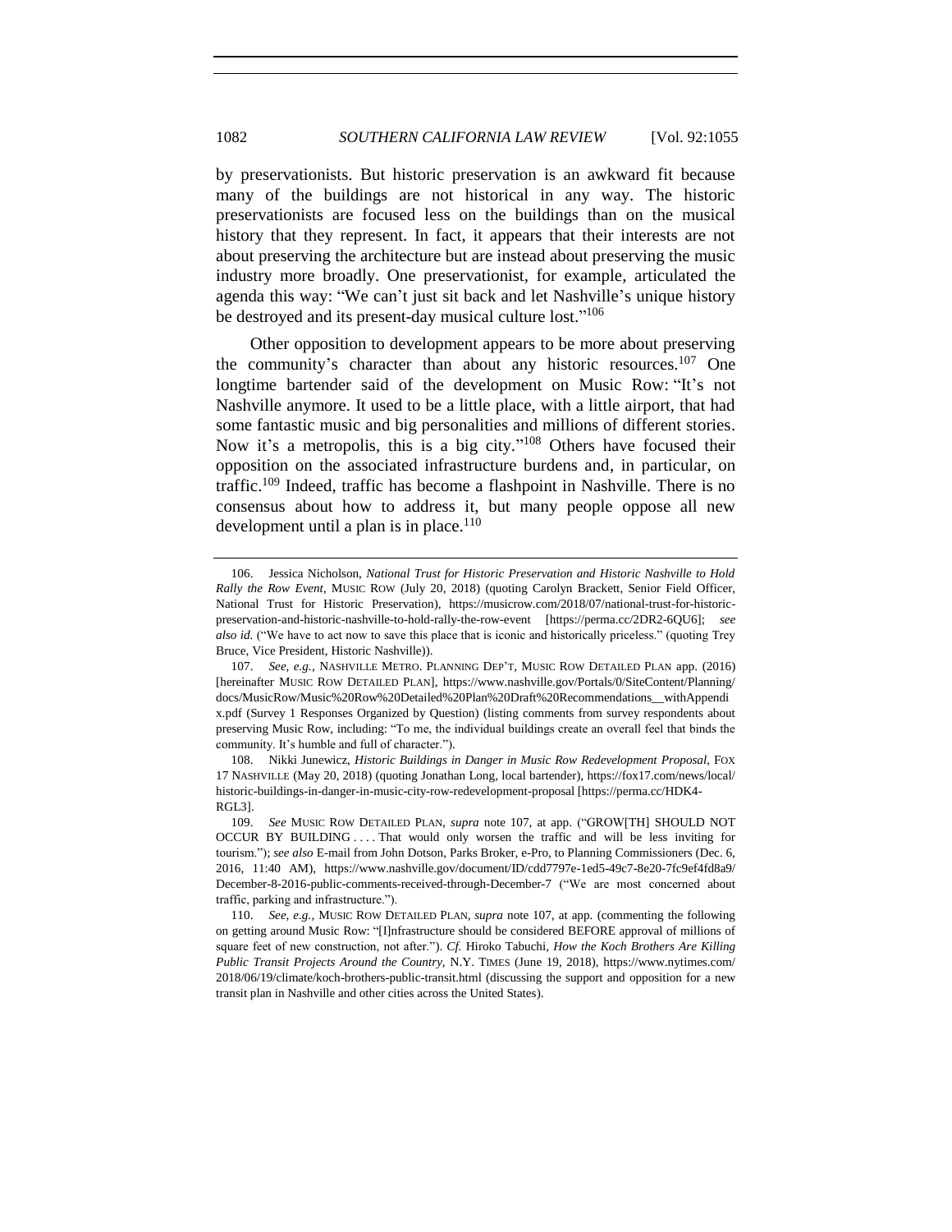by preservationists. But historic preservation is an awkward fit because many of the buildings are not historical in any way. The historic preservationists are focused less on the buildings than on the musical history that they represent. In fact, it appears that their interests are not about preserving the architecture but are instead about preserving the music industry more broadly. One preservationist, for example, articulated the agenda this way: "We can't just sit back and let Nashville's unique history be destroyed and its present-day musical culture lost."[106]

Other opposition to development appears to be more about preserving the community's character than about any historic resources.[107] One longtime bartender said of the development on Music Row: "It's not Nashville anymore. It used to be a little place, with a little airport, that had some fantastic music and big personalities and millions of different stories. Now it's a metropolis, this is a big city."[108] Others have focused their opposition on the associated infrastructure burdens and, in particular, on traffic.[109] Indeed, traffic has become a flashpoint in Nashville. There is no consensus about how to address it, but many people oppose all new development until a plan is in place.[110]

---

106. Jessica Nicholson, *National Trust for Historic Preservation and Historic Nashville to Hold Rally the Row Event*, MUSIC ROW (July 20, 2018) (quoting Carolyn Brackett, Senior Field Officer, National Trust for Historic Preservation), https://musicrow.com/2018/07/national-trust-for-historic-preservation-and-historic-nashville-to-hold-rally-the-row-event [https://perma.cc/2DR2-6QU6]; *see also id.* ("We have to act now to save this place that is iconic and historically priceless." (quoting Trey Bruce, Vice President, Historic Nashville)).

107. *See, e.g.*, NASHVILLE METRO. PLANNING DEP'T, MUSIC ROW DETAILED PLAN app. (2016) [hereinafter MUSIC ROW DETAILED PLAN], https://www.nashville.gov/Portals/0/SiteContent/Planning/docs/MusicRow/Music%20Row%20Detailed%20Plan%20Draft%20Recommendations__withAppendix.pdf (Survey 1 Responses Organized by Question) (listing comments from survey respondents about preserving Music Row, including: "To me, the individual buildings create an overall feel that binds the community. It's humble and full of character.").

108. Nikki Junewicz, *Historic Buildings in Danger in Music Row Redevelopment Proposal*, FOX 17 NASHVILLE (May 20, 2018) (quoting Jonathan Long, local bartender), https://fox17.com/news/local/historic-buildings-in-danger-in-music-city-row-redevelopment-proposal [https://perma.cc/HDK4-RGL3].

109. *See* MUSIC ROW DETAILED PLAN, *supra* note 107, at app. ("GROW[TH] SHOULD NOT OCCUR BY BUILDING . . . . That would only worsen the traffic and will be less inviting for tourism."); *see also* E-mail from John Dotson, Parks Broker, e-Pro, to Planning Commissioners (Dec. 6, 2016, 11:40 AM), https://www.nashville.gov/document/ID/cdd7797e-1ed5-49c7-8e20-7fc9ef4fd8a9/December-8-2016-public-comments-received-through-December-7 ("We are most concerned about traffic, parking and infrastructure.").

110. *See, e.g.*, MUSIC ROW DETAILED PLAN, *supra* note 107, at app. (commenting the following on getting around Music Row: "[I]nfrastructure should be considered BEFORE approval of millions of square feet of new construction, not after."). *Cf.* Hiroko Tabuchi, *How the Koch Brothers Are Killing Public Transit Projects Around the Country*, N.Y. TIMES (June 19, 2018), https://www.nytimes.com/2018/06/19/climate/koch-brothers-public-transit.html (discussing the support and opposition for a new transit plan in Nashville and other cities across the United States).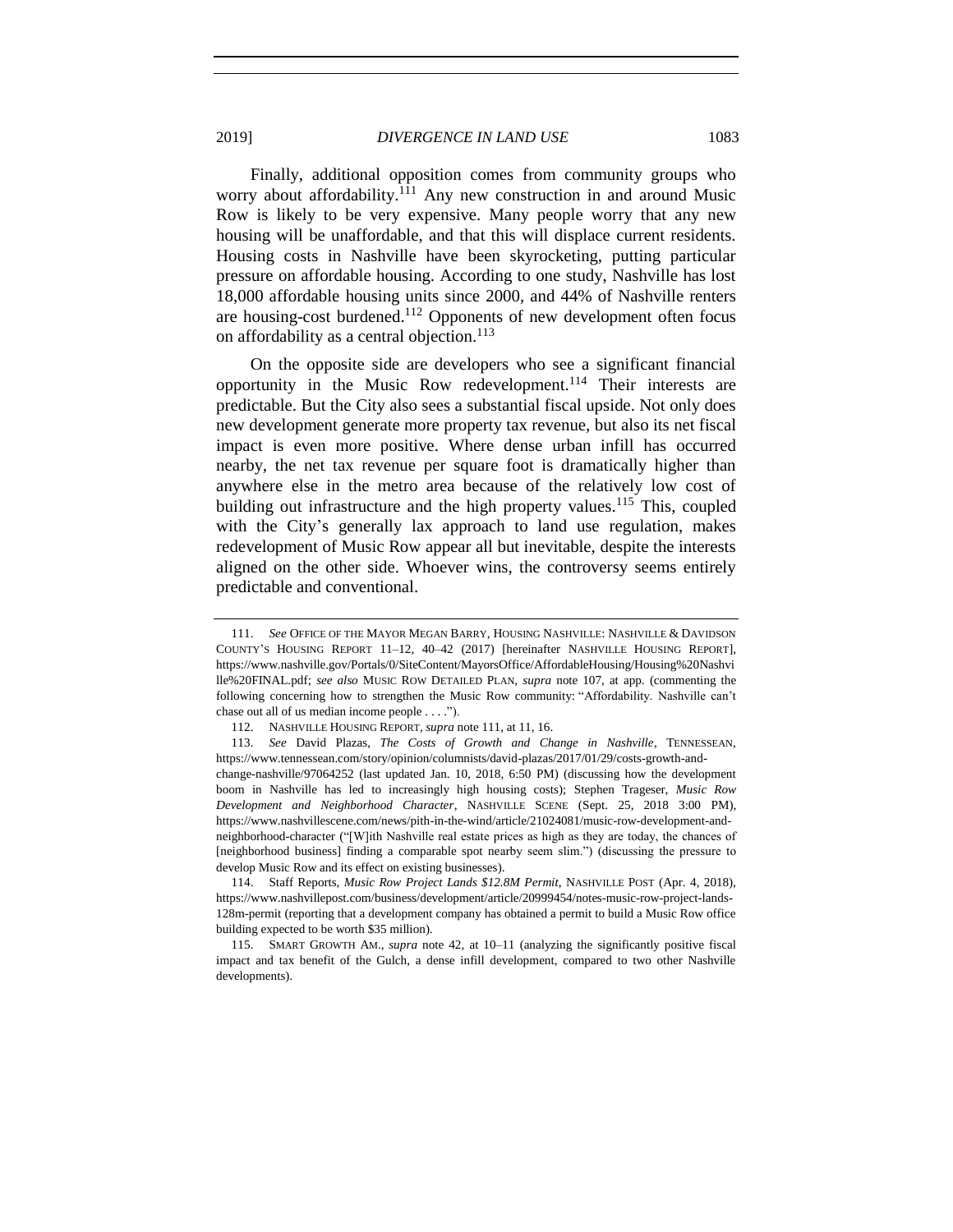Finally, additional opposition comes from community groups who worry about affordability.[111] Any new construction in and around Music Row is likely to be very expensive. Many people worry that any new housing will be unaffordable, and that this will displace current residents. Housing costs in Nashville have been skyrocketing, putting particular pressure on affordable housing. According to one study, Nashville has lost 18,000 affordable housing units since 2000, and 44% of Nashville renters are housing-cost burdened.[112] Opponents of new development often focus on affordability as a central objection.[113]

On the opposite side are developers who see a significant financial opportunity in the Music Row redevelopment.[114] Their interests are predictable. But the City also sees a substantial fiscal upside. Not only does new development generate more property tax revenue, but also its net fiscal impact is even more positive. Where dense urban infill has occurred nearby, the net tax revenue per square foot is dramatically higher than anywhere else in the metro area because of the relatively low cost of building out infrastructure and the high property values.[115] This, coupled with the City's generally lax approach to land use regulation, makes redevelopment of Music Row appear all but inevitable, despite the interests aligned on the other side. Whoever wins, the controversy seems entirely predictable and conventional.

---

111. *See* OFFICE OF THE MAYOR MEGAN BARRY, HOUSING NASHVILLE: NASHVILLE & DAVIDSON COUNTY'S HOUSING REPORT 11–12, 40–42 (2017) [hereinafter NASHVILLE HOUSING REPORT], https://www.nashville.gov/Portals/0/SiteContent/MayorsOffice/AffordableHousing/Housing%20Nashville%20FINAL.pdf; *see also* MUSIC ROW DETAILED PLAN, *supra* note 107, at app. (commenting the following concerning how to strengthen the Music Row community: "Affordability. Nashville can't chase out all of us median income people . . . .").

112. NASHVILLE HOUSING REPORT, *supra* note 111, at 11, 16.

113. *See* David Plazas, *The Costs of Growth and Change in Nashville*, TENNESSEAN, https://www.tennessean.com/story/opinion/columnists/david-plazas/2017/01/29/costs-growth-and-change-nashville/97064252 (last updated Jan. 10, 2018, 6:50 PM) (discussing how the development boom in Nashville has led to increasingly high housing costs); Stephen Trageser, *Music Row Development and Neighborhood Character*, NASHVILLE SCENE (Sept. 25, 2018 3:00 PM), https://www.nashvillescene.com/news/pith-in-the-wind/article/21024081/music-row-development-and-neighborhood-character ("[W]ith Nashville real estate prices as high as they are today, the chances of [neighborhood business] finding a comparable spot nearby seem slim.") (discussing the pressure to develop Music Row and its effect on existing businesses).

114. Staff Reports, *Music Row Project Lands $12.8M Permit*, NASHVILLE POST (Apr. 4, 2018), https://www.nashvillepost.com/business/development/article/20999454/notes-music-row-project-lands-128m-permit (reporting that a development company has obtained a permit to build a Music Row office building expected to be worth $35 million).

115. SMART GROWTH AM., *supra* note 42, at 10–11 (analyzing the significantly positive fiscal impact and tax benefit of the Gulch, a dense infill development, compared to two other Nashville developments).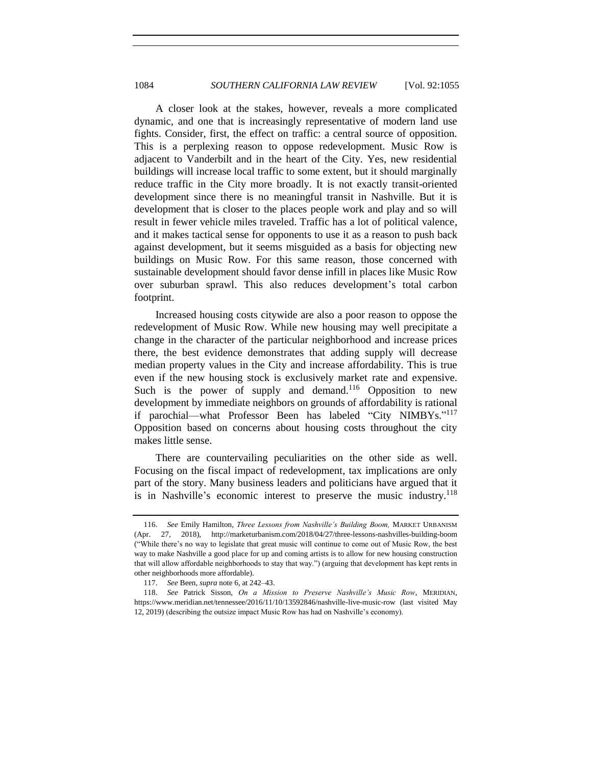A closer look at the stakes, however, reveals a more complicated dynamic, and one that is increasingly representative of modern land use fights. Consider, first, the effect on traffic: a central source of opposition. This is a perplexing reason to oppose redevelopment. Music Row is adjacent to Vanderbilt and in the heart of the City. Yes, new residential buildings will increase local traffic to some extent, but it should marginally reduce traffic in the City more broadly. It is not exactly transit-oriented development since there is no meaningful transit in Nashville. But it is development that is closer to the places people work and play and so will result in fewer vehicle miles traveled. Traffic has a lot of political valence, and it makes tactical sense for opponents to use it as a reason to push back against development, but it seems misguided as a basis for objecting new buildings on Music Row. For this same reason, those concerned with sustainable development should favor dense infill in places like Music Row over suburban sprawl. This also reduces development's total carbon footprint.

Increased housing costs citywide are also a poor reason to oppose the redevelopment of Music Row. While new housing may well precipitate a change in the character of the particular neighborhood and increase prices there, the best evidence demonstrates that adding supply will decrease median property values in the City and increase affordability. This is true even if the new housing stock is exclusively market rate and expensive. Such is the power of supply and demand.[116] Opposition to new development by immediate neighbors on grounds of affordability is rational if parochial—what Professor Been has labeled "City NIMBYs."[117] Opposition based on concerns about housing costs throughout the city makes little sense.

There are countervailing peculiarities on the other side as well. Focusing on the fiscal impact of redevelopment, tax implications are only part of the story. Many business leaders and politicians have argued that it is in Nashville's economic interest to preserve the music industry.[118]

---

116. *See* Emily Hamilton, *Three Lessons from Nashville's Building Boom*, MARKET URBANISM (Apr. 27, 2018), http://marketurbanism.com/2018/04/27/three-lessons-nashvilles-building-boom ("While there's no way to legislate that great music will continue to come out of Music Row, the best way to make Nashville a good place for up and coming artists is to allow for new housing construction that will allow affordable neighborhoods to stay that way.") (arguing that development has kept rents in other neighborhoods more affordable).

117. *See* Been, *supra* note 6, at 242–43.

118. *See* Patrick Sisson, *On a Mission to Preserve Nashville's Music Row*, MERIDIAN, https://www.meridian.net/tennessee/2016/11/10/13592846/nashville-live-music-row (last visited May 12, 2019) (describing the outsize impact Music Row has had on Nashville's economy).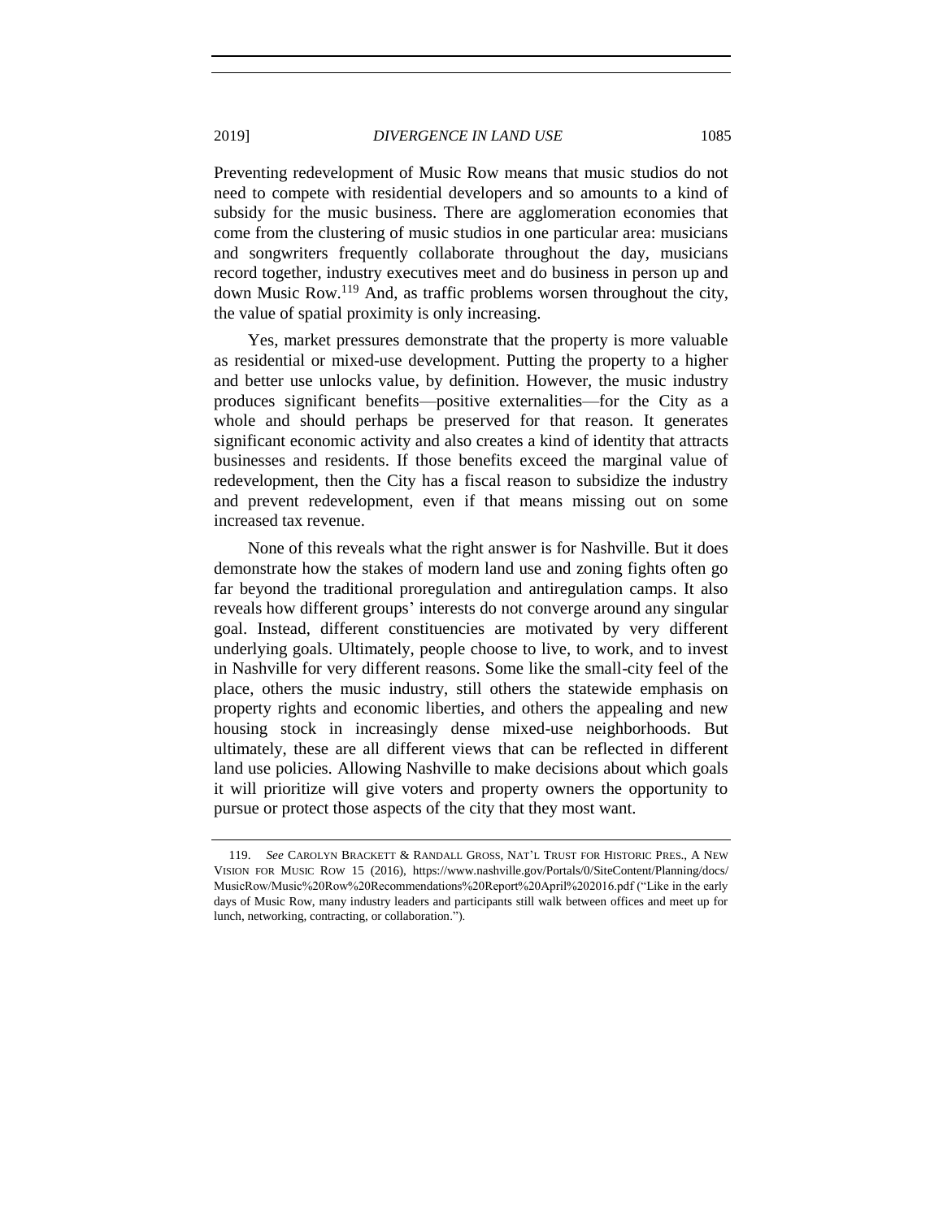Preventing redevelopment of Music Row means that music studios do not need to compete with residential developers and so amounts to a kind of subsidy for the music business. There are agglomeration economies that come from the clustering of music studios in one particular area: musicians and songwriters frequently collaborate throughout the day, musicians record together, industry executives meet and do business in person up and down Music Row.[119] And, as traffic problems worsen throughout the city, the value of spatial proximity is only increasing.

Yes, market pressures demonstrate that the property is more valuable as residential or mixed-use development. Putting the property to a higher and better use unlocks value, by definition. However, the music industry produces significant benefits—positive externalities—for the City as a whole and should perhaps be preserved for that reason. It generates significant economic activity and also creates a kind of identity that attracts businesses and residents. If those benefits exceed the marginal value of redevelopment, then the City has a fiscal reason to subsidize the industry and prevent redevelopment, even if that means missing out on some increased tax revenue.

None of this reveals what the right answer is for Nashville. But it does demonstrate how the stakes of modern land use and zoning fights often go far beyond the traditional proregulation and antiregulation camps. It also reveals how different groups' interests do not converge around any singular goal. Instead, different constituencies are motivated by very different underlying goals. Ultimately, people choose to live, to work, and to invest in Nashville for very different reasons. Some like the small-city feel of the place, others the music industry, still others the statewide emphasis on property rights and economic liberties, and others the appealing and new housing stock in increasingly dense mixed-use neighborhoods. But ultimately, these are all different views that can be reflected in different land use policies. Allowing Nashville to make decisions about which goals it will prioritize will give voters and property owners the opportunity to pursue or protect those aspects of the city that they most want.

---

119. *See* CAROLYN BRACKETT & RANDALL GROSS, NAT'L TRUST FOR HISTORIC PRES., A NEW VISION FOR MUSIC ROW 15 (2016), https://www.nashville.gov/Portals/0/SiteContent/Planning/docs/MusicRow/Music%20Row%20Recommendations%20Report%20April%202016.pdf ("Like in the early days of Music Row, many industry leaders and participants still walk between offices and meet up for lunch, networking, contracting, or collaboration.").